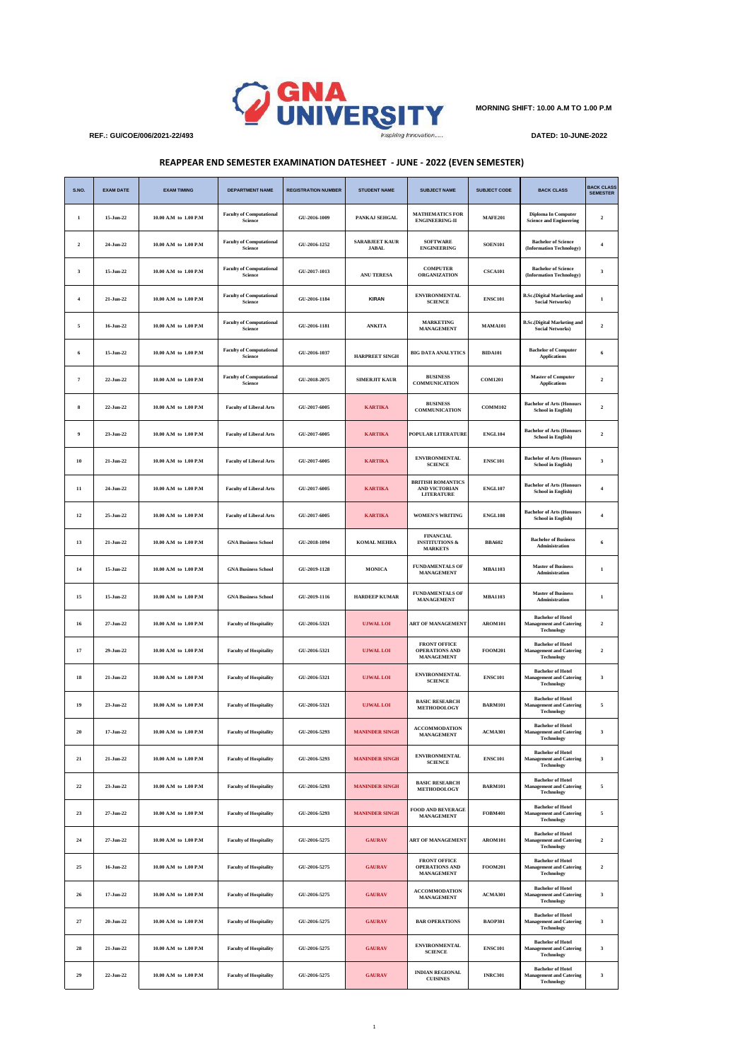GNA UNIVERSITY
Inspiring Innovation.....

MORNING SHIFT: 10.00 A.M TO 1.00 P.M

REF.: GU/COE/006/2021-22/493

DATED: 10-JUNE-2022

## REAPPEAR END SEMESTER EXAMINATION DATESHEET - JUNE - 2022 (EVEN SEMESTER)

| S.NO. | EXAM DATE | EXAM TIMING | DEPARTMENT NAME | REGISTRATION NUMBER | STUDENT NAME | SUBJECT NAME | SUBJECT CODE | BACK CLASS | BACK CLASS SEMESTER |
|---|---|---|---|---|---|---|---|---|---|
| 1 | 15-Jun-22 | 10.00 A.M to 1.00 P.M | Faculty of Computational Science | GU-2016-1009 | PANKAJ SEHGAL | MATHEMATICS FOR ENGINEERING-II | MAFE201 | Diploma In Computer Science and Engineering | 2 |
| 2 | 24-Jun-22 | 10.00 A.M to 1.00 P.M | Faculty of Computational Science | GU-2016-1252 | SARABJEET KAUR JABAL | SOFTWARE ENGINEERING | SOEN101 | Bachelor of Science (Information Technology) | 4 |
| 3 | 15-Jun-22 | 10.00 A.M to 1.00 P.M | Faculty of Computational Science | GU-2017-1013 | ANU TERESA | COMPUTER ORGANIZATION | CSCA101 | Bachelor of Science (Information Technology) | 3 |
| 4 | 21-Jun-22 | 10.00 A.M to 1.00 P.M | Faculty of Computational Science | GU-2016-1184 | KIRAN | ENVIRONMENTAL SCIENCE | ENSC101 | B.Sc.(Digital Marketing and Social Networks) | 1 |
| 5 | 16-Jun-22 | 10.00 A.M to 1.00 P.M | Faculty of Computational Science | GU-2016-1181 | ANKITA | MARKETING MANAGEMENT | MAMA101 | B.Sc.(Digital Marketing and Social Networks) | 2 |
| 6 | 15-Jun-22 | 10.00 A.M to 1.00 P.M | Faculty of Computational Science | GU-2016-1037 | HARPREET SINGH | BIG DATA ANALYTICS | BIDA101 | Bachelor of Computer Applications | 6 |
| 7 | 22-Jun-22 | 10.00 A.M to 1.00 P.M | Faculty of Computational Science | GU-2018-2075 | SIMERJIT KAUR | BUSINESS COMMUNICATION | COM1201 | Master of Computer Applications | 2 |
| 8 | 22-Jun-22 | 10.00 A.M to 1.00 P.M | Faculty of Liberal Arts | GU-2017-6005 | KARTIKA | BUSINESS COMMUNICATION | COMM102 | Bachelor of Arts (Honours School in English) | 2 |
| 9 | 23-Jun-22 | 10.00 A.M to 1.00 P.M | Faculty of Liberal Arts | GU-2017-6005 | KARTIKA | POPULAR LITERATURE | ENGL104 | Bachelor of Arts (Honours School in English) | 2 |
| 10 | 21-Jun-22 | 10.00 A.M to 1.00 P.M | Faculty of Liberal Arts | GU-2017-6005 | KARTIKA | ENVIRONMENTAL SCIENCE | ENSC101 | Bachelor of Arts (Honours School in English) | 3 |
| 11 | 24-Jun-22 | 10.00 A.M to 1.00 P.M | Faculty of Liberal Arts | GU-2017-6005 | KARTIKA | BRITISH ROMANTICS AND VICTORIAN LITERATURE | ENGL107 | Bachelor of Arts (Honours School in English) | 4 |
| 12 | 25-Jun-22 | 10.00 A.M to 1.00 P.M | Faculty of Liberal Arts | GU-2017-6005 | KARTIKA | WOMEN'S WRITING | ENGL108 | Bachelor of Arts (Honours School in English) | 4 |
| 13 | 21-Jun-22 | 10.00 A.M to 1.00 P.M | GNA Business School | GU-2018-1094 | KOMAL MEHRA | FINANCIAL INSTITUTIONS & MARKETS | BBA602 | Bachelor of Business Administration | 6 |
| 14 | 15-Jun-22 | 10.00 A.M to 1.00 P.M | GNA Business School | GU-2019-1128 | MONICA | FUNDAMENTALS OF MANAGEMENT | MBA1103 | Master of Business Administration | 1 |
| 15 | 15-Jun-22 | 10.00 A.M to 1.00 P.M | GNA Business School | GU-2019-1116 | HARDEEP KUMAR | FUNDAMENTALS OF MANAGEMENT | MBA1103 | Master of Business Administration | 1 |
| 16 | 27-Jun-22 | 10.00 A.M to 1.00 P.M | Faculty of Hospitality | GU-2016-5321 | UJWAL LOI | ART OF MANAGEMENT | AROM101 | Bachelor of Hotel Management and Catering Technology | 2 |
| 17 | 29-Jun-22 | 10.00 A.M to 1.00 P.M | Faculty of Hospitality | GU-2016-5321 | UJWAL LOI | FRONT OFFICE OPERATIONS AND MANAGEMENT | FOOM201 | Bachelor of Hotel Management and Catering Technology | 2 |
| 18 | 21-Jun-22 | 10.00 A.M to 1.00 P.M | Faculty of Hospitality | GU-2016-5321 | UJWAL LOI | ENVIRONMENTAL SCIENCE | ENSC101 | Bachelor of Hotel Management and Catering Technology | 3 |
| 19 | 23-Jun-22 | 10.00 A.M to 1.00 P.M | Faculty of Hospitality | GU-2016-5321 | UJWAL LOI | BASIC RESEARCH METHODOLOGY | BARM101 | Bachelor of Hotel Management and Catering Technology | 5 |
| 20 | 17-Jun-22 | 10.00 A.M to 1.00 P.M | Faculty of Hospitality | GU-2016-5293 | MANINDER SINGH | ACCOMMODATION MANAGEMENT | ACMA301 | Bachelor of Hotel Management and Catering Technology | 3 |
| 21 | 21-Jun-22 | 10.00 A.M to 1.00 P.M | Faculty of Hospitality | GU-2016-5293 | MANINDER SINGH | ENVIRONMENTAL SCIENCE | ENSC101 | Bachelor of Hotel Management and Catering Technology | 3 |
| 22 | 23-Jun-22 | 10.00 A.M to 1.00 P.M | Faculty of Hospitality | GU-2016-5293 | MANINDER SINGH | BASIC RESEARCH METHODOLOGY | BARM101 | Bachelor of Hotel Management and Catering Technology | 5 |
| 23 | 27-Jun-22 | 10.00 A.M to 1.00 P.M | Faculty of Hospitality | GU-2016-5293 | MANINDER SINGH | FOOD AND BEVERAGE MANAGEMENT | FOBM401 | Bachelor of Hotel Management and Catering Technology | 5 |
| 24 | 27-Jun-22 | 10.00 A.M to 1.00 P.M | Faculty of Hospitality | GU-2016-5275 | GAURAV | ART OF MANAGEMENT | AROM101 | Bachelor of Hotel Management and Catering Technology | 2 |
| 25 | 16-Jun-22 | 10.00 A.M to 1.00 P.M | Faculty of Hospitality | GU-2016-5275 | GAURAV | FRONT OFFICE OPERATIONS AND MANAGEMENT | FOOM201 | Bachelor of Hotel Management and Catering Technology | 2 |
| 26 | 17-Jun-22 | 10.00 A.M to 1.00 P.M | Faculty of Hospitality | GU-2016-5275 | GAURAV | ACCOMMODATION MANAGEMENT | ACMA301 | Bachelor of Hotel Management and Catering Technology | 3 |
| 27 | 20-Jun-22 | 10.00 A.M to 1.00 P.M | Faculty of Hospitality | GU-2016-5275 | GAURAV | BAR OPERATIONS | BAOP301 | Bachelor of Hotel Management and Catering Technology | 3 |
| 28 | 21-Jun-22 | 10.00 A.M to 1.00 P.M | Faculty of Hospitality | GU-2016-5275 | GAURAV | ENVIRONMENTAL SCIENCE | ENSC101 | Bachelor of Hotel Management and Catering Technology | 3 |
| 29 | 22-Jun-22 | 10.00 A.M to 1.00 P.M | Faculty of Hospitality | GU-2016-5275 | GAURAV | INDIAN REGIONAL CUISINES | INRC301 | Bachelor of Hotel Management and Catering Technology | 3 |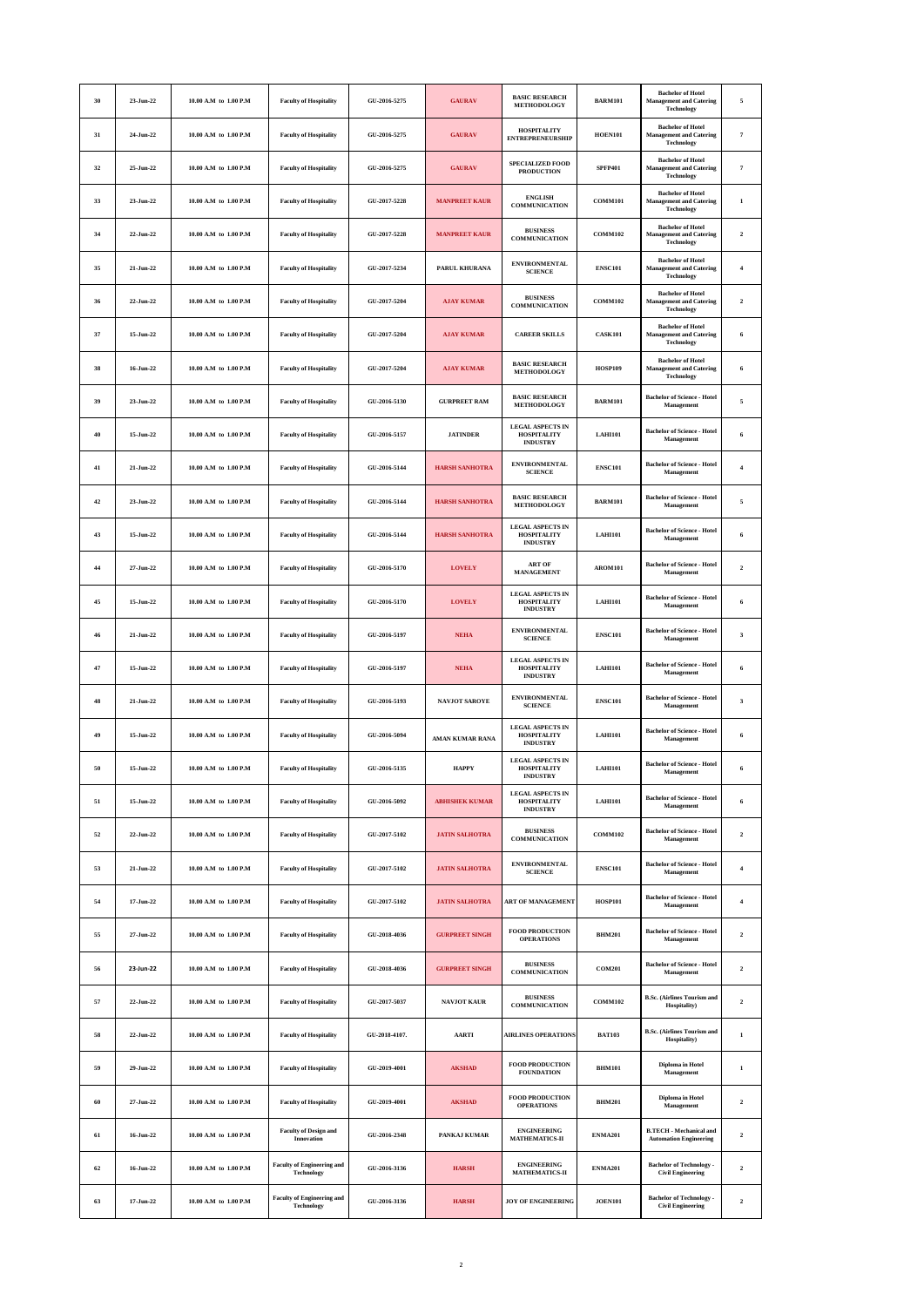| 30 | 23-Jun-22 | 10.00 A.M to 1.00 P.M | Faculty of Hospitality | GU-2016-5275 | GAURAV | BASIC RESEARCH METHODOLOGY | BARM101 | Bachelor of Hotel Management and Catering Technology | 5 |
|---|---|---|---|---|---|---|---|---|---|
| 31 | 24-Jun-22 | 10.00 A.M to 1.00 P.M | Faculty of Hospitality | GU-2016-5275 | GAURAV | HOSPITALITY ENTREPRENEURSHIP | HOEN101 | Bachelor of Hotel Management and Catering Technology | 7 |
| 32 | 25-Jun-22 | 10.00 A.M to 1.00 P.M | Faculty of Hospitality | GU-2016-5275 | GAURAV | SPECIALIZED FOOD PRODUCTION | SPFP401 | Bachelor of Hotel Management and Catering Technology | 7 |
| 33 | 23-Jun-22 | 10.00 A.M to 1.00 P.M | Faculty of Hospitality | GU-2017-5228 | MANPREET KAUR | ENGLISH COMMUNICATION | COMM101 | Bachelor of Hotel Management and Catering Technology | 1 |
| 34 | 22-Jun-22 | 10.00 A.M to 1.00 P.M | Faculty of Hospitality | GU-2017-5228 | MANPREET KAUR | BUSINESS COMMUNICATION | COMM102 | Bachelor of Hotel Management and Catering Technology | 2 |
| 35 | 21-Jun-22 | 10.00 A.M to 1.00 P.M | Faculty of Hospitality | GU-2017-5234 | PARUL KHURANA | ENVIRONMENTAL SCIENCE | ENSC101 | Bachelor of Hotel Management and Catering Technology | 4 |
| 36 | 22-Jun-22 | 10.00 A.M to 1.00 P.M | Faculty of Hospitality | GU-2017-5204 | AJAY KUMAR | BUSINESS COMMUNICATION | COMM102 | Bachelor of Hotel Management and Catering Technology | 2 |
| 37 | 15-Jun-22 | 10.00 A.M to 1.00 P.M | Faculty of Hospitality | GU-2017-5204 | AJAY KUMAR | CAREER SKILLS | CASK101 | Bachelor of Hotel Management and Catering Technology | 6 |
| 38 | 16-Jun-22 | 10.00 A.M to 1.00 P.M | Faculty of Hospitality | GU-2017-5204 | AJAY KUMAR | BASIC RESEARCH METHODOLOGY | HOSP109 | Bachelor of Hotel Management and Catering Technology | 6 |
| 39 | 23-Jun-22 | 10.00 A.M to 1.00 P.M | Faculty of Hospitality | GU-2016-5130 | GURPREET RAM | BASIC RESEARCH METHODOLOGY | BARM101 | Bachelor of Science - Hotel Management | 5 |
| 40 | 15-Jun-22 | 10.00 A.M to 1.00 P.M | Faculty of Hospitality | GU-2016-5157 | JATINDER | LEGAL ASPECTS IN HOSPITALITY INDUSTRY | LAHI101 | Bachelor of Science - Hotel Management | 6 |
| 41 | 21-Jun-22 | 10.00 A.M to 1.00 P.M | Faculty of Hospitality | GU-2016-5144 | HARSH SANHOTRA | ENVIRONMENTAL SCIENCE | ENSC101 | Bachelor of Science - Hotel Management | 4 |
| 42 | 23-Jun-22 | 10.00 A.M to 1.00 P.M | Faculty of Hospitality | GU-2016-5144 | HARSH SANHOTRA | BASIC RESEARCH METHODOLOGY | BARM101 | Bachelor of Science - Hotel Management | 5 |
| 43 | 15-Jun-22 | 10.00 A.M to 1.00 P.M | Faculty of Hospitality | GU-2016-5144 | HARSH SANHOTRA | LEGAL ASPECTS IN HOSPITALITY INDUSTRY | LAHI101 | Bachelor of Science - Hotel Management | 6 |
| 44 | 27-Jun-22 | 10.00 A.M to 1.00 P.M | Faculty of Hospitality | GU-2016-5170 | LOVELY | ART OF MANAGEMENT | AROM101 | Bachelor of Science - Hotel Management | 2 |
| 45 | 15-Jun-22 | 10.00 A.M to 1.00 P.M | Faculty of Hospitality | GU-2016-5170 | LOVELY | LEGAL ASPECTS IN HOSPITALITY INDUSTRY | LAHI101 | Bachelor of Science - Hotel Management | 6 |
| 46 | 21-Jun-22 | 10.00 A.M to 1.00 P.M | Faculty of Hospitality | GU-2016-5197 | NEHA | ENVIRONMENTAL SCIENCE | ENSC101 | Bachelor of Science - Hotel Management | 3 |
| 47 | 15-Jun-22 | 10.00 A.M to 1.00 P.M | Faculty of Hospitality | GU-2016-5197 | NEHA | LEGAL ASPECTS IN HOSPITALITY INDUSTRY | LAHI101 | Bachelor of Science - Hotel Management | 6 |
| 48 | 21-Jun-22 | 10.00 A.M to 1.00 P.M | Faculty of Hospitality | GU-2016-5193 | NAVJOT SAROYE | ENVIRONMENTAL SCIENCE | ENSC101 | Bachelor of Science - Hotel Management | 3 |
| 49 | 15-Jun-22 | 10.00 A.M to 1.00 P.M | Faculty of Hospitality | GU-2016-5094 | AMAN KUMAR RANA | LEGAL ASPECTS IN HOSPITALITY INDUSTRY | LAHI101 | Bachelor of Science - Hotel Management | 6 |
| 50 | 15-Jun-22 | 10.00 A.M to 1.00 P.M | Faculty of Hospitality | GU-2016-5135 | HAPPY | LEGAL ASPECTS IN HOSPITALITY INDUSTRY | LAHI101 | Bachelor of Science - Hotel Management | 6 |
| 51 | 15-Jun-22 | 10.00 A.M to 1.00 P.M | Faculty of Hospitality | GU-2016-5092 | ABHISHEK KUMAR | LEGAL ASPECTS IN HOSPITALITY INDUSTRY | LAHI101 | Bachelor of Science - Hotel Management | 6 |
| 52 | 22-Jun-22 | 10.00 A.M to 1.00 P.M | Faculty of Hospitality | GU-2017-5102 | JATIN SALHOTRA | BUSINESS COMMUNICATION | COMM102 | Bachelor of Science - Hotel Management | 2 |
| 53 | 21-Jun-22 | 10.00 A.M to 1.00 P.M | Faculty of Hospitality | GU-2017-5102 | JATIN SALHOTRA | ENVIRONMENTAL SCIENCE | ENSC101 | Bachelor of Science - Hotel Management | 4 |
| 54 | 17-Jun-22 | 10.00 A.M to 1.00 P.M | Faculty of Hospitality | GU-2017-5102 | JATIN SALHOTRA | ART OF MANAGEMENT | HOSP101 | Bachelor of Science - Hotel Management | 4 |
| 55 | 27-Jun-22 | 10.00 A.M to 1.00 P.M | Faculty of Hospitality | GU-2018-4036 | GURPREET SINGH | FOOD PRODUCTION OPERATIONS | BHM201 | Bachelor of Science - Hotel Management | 2 |
| 56 | 23-Jun-22 | 10.00 A.M to 1.00 P.M | Faculty of Hospitality | GU-2018-4036 | GURPREET SINGH | BUSINESS COMMUNICATION | COM201 | Bachelor of Science - Hotel Management | 2 |
| 57 | 22-Jun-22 | 10.00 A.M to 1.00 P.M | Faculty of Hospitality | GU-2017-5037 | NAVJOT KAUR | BUSINESS COMMUNICATION | COMM102 | B.Sc. (Airlines Tourism and Hospitality) | 2 |
| 58 | 22-Jun-22 | 10.00 A.M to 1.00 P.M | Faculty of Hospitality | GU-2018-4107. | AARTI | AIRLINES OPERATIONS | BAT103 | B.Sc. (Airlines Tourism and Hospitality) | 1 |
| 59 | 29-Jun-22 | 10.00 A.M to 1.00 P.M | Faculty of Hospitality | GU-2019-4001 | AKSHAD | FOOD PRODUCTION FOUNDATION | BHM101 | Diploma in Hotel Management | 1 |
| 60 | 27-Jun-22 | 10.00 A.M to 1.00 P.M | Faculty of Hospitality | GU-2019-4001 | AKSHAD | FOOD PRODUCTION OPERATIONS | BHM201 | Diploma in Hotel Management | 2 |
| 61 | 16-Jun-22 | 10.00 A.M to 1.00 P.M | Faculty of Design and Innovation | GU-2016-2348 | PANKAJ KUMAR | ENGINEERING MATHEMATICS-II | ENMA201 | B.TECH - Mechanical and Automation Engineering | 2 |
| 62 | 16-Jun-22 | 10.00 A.M to 1.00 P.M | Faculty of Engineering and Technology | GU-2016-3136 | HARSH | ENGINEERING MATHEMATICS-II | ENMA201 | Bachelor of Technology - Civil Engineering | 2 |
| 63 | 17-Jun-22 | 10.00 A.M to 1.00 P.M | Faculty of Engineering and Technology | GU-2016-3136 | HARSH | JOY OF ENGINEERING | JOEN101 | Bachelor of Technology - Civil Engineering | 2 |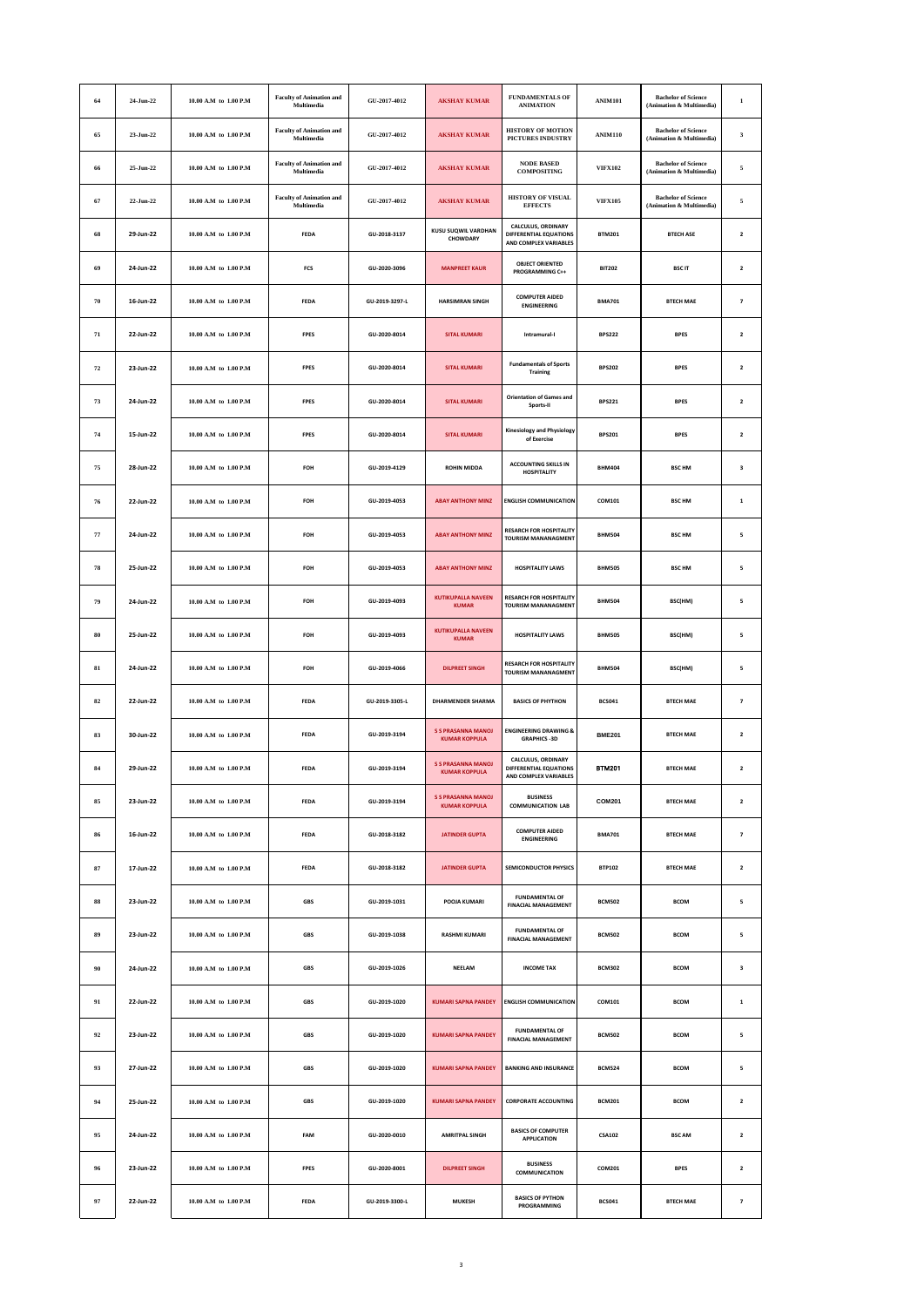| 64 | 24-Jun-22 | 10.00 A.M to 1.00 P.M | Faculty of Animation and Multimedia | GU-2017-4012 | AKSHAY KUMAR | FUNDAMENTALS OF ANIMATION | ANIM101 | Bachelor of Science (Animation & Multimedia) | 1 |
|---|---|---|---|---|---|---|---|---|---|
| 65 | 23-Jun-22 | 10.00 A.M to 1.00 P.M | Faculty of Animation and Multimedia | GU-2017-4012 | AKSHAY KUMAR | HISTORY OF MOTION PICTURES INDUSTRY | ANIM110 | Bachelor of Science (Animation & Multimedia) | 3 |
| 66 | 25-Jun-22 | 10.00 A.M to 1.00 P.M | Faculty of Animation and Multimedia | GU-2017-4012 | AKSHAY KUMAR | NODE BASED COMPOSITING | VIFX102 | Bachelor of Science (Animation & Multimedia) | 5 |
| 67 | 22-Jun-22 | 10.00 A.M to 1.00 P.M | Faculty of Animation and Multimedia | GU-2017-4012 | AKSHAY KUMAR | HISTORY OF VISUAL EFFECTS | VIFX105 | Bachelor of Science (Animation & Multimedia) | 5 |
| 68 | 29-Jun-22 | 10.00 A.M to 1.00 P.M | FEDA | GU-2018-3137 | KUSU SUQWIL VARDHAN CHOWDARY | CALCULUS, ORDINARY DIFFERENTIAL EQUATIONS AND COMPLEX VARIABLES | BTM201 | BTECH ASE | 2 |
| 69 | 24-Jun-22 | 10.00 A.M to 1.00 P.M | FCS | GU-2020-3096 | MANPREET KAUR | OBJECT ORIENTED PROGRAMMING C++ | BIT202 | BSC IT | 2 |
| 70 | 16-Jun-22 | 10.00 A.M to 1.00 P.M | FEDA | GU-2019-3297-L | HARSIMRAN SINGH | COMPUTER AIDED ENGINEERING | BMA701 | BTECH MAE | 7 |
| 71 | 22-Jun-22 | 10.00 A.M to 1.00 P.M | FPES | GU-2020-8014 | SITAL KUMARI | Intramural-I | BPS222 | BPES | 2 |
| 72 | 23-Jun-22 | 10.00 A.M to 1.00 P.M | FPES | GU-2020-8014 | SITAL KUMARI | Fundamentals of Sports Training | BPS202 | BPES | 2 |
| 73 | 24-Jun-22 | 10.00 A.M to 1.00 P.M | FPES | GU-2020-8014 | SITAL KUMARI | Orientation of Games and Sports-II | BPS221 | BPES | 2 |
| 74 | 15-Jun-22 | 10.00 A.M to 1.00 P.M | FPES | GU-2020-8014 | SITAL KUMARI | Kinesiology and Physiology of Exercise | BPS201 | BPES | 2 |
| 75 | 28-Jun-22 | 10.00 A.M to 1.00 P.M | FOH | GU-2019-4129 | ROHIN MIDDA | ACCOUNTING SKILLS IN HOSPITALITY | BHM404 | BSC HM | 3 |
| 76 | 22-Jun-22 | 10.00 A.M to 1.00 P.M | FOH | GU-2019-4053 | ABAY ANTHONY MINZ | ENGLISH COMMUNICATION | COM101 | BSC HM | 1 |
| 77 | 24-Jun-22 | 10.00 A.M to 1.00 P.M | FOH | GU-2019-4053 | ABAY ANTHONY MINZ | RESARCH FOR HOSPITALITY TOURISM MANANAGMENT | BHM504 | BSC HM | 5 |
| 78 | 25-Jun-22 | 10.00 A.M to 1.00 P.M | FOH | GU-2019-4053 | ABAY ANTHONY MINZ | HOSPITALITY LAWS | BHM505 | BSC HM | 5 |
| 79 | 24-Jun-22 | 10.00 A.M to 1.00 P.M | FOH | GU-2019-4093 | KUTIKUPALLA NAVEEN KUMAR | RESARCH FOR HOSPITALITY TOURISM MANANAGMENT | BHM504 | BSC(HM) | 5 |
| 80 | 25-Jun-22 | 10.00 A.M to 1.00 P.M | FOH | GU-2019-4093 | KUTIKUPALLA NAVEEN KUMAR | HOSPITALITY LAWS | BHM505 | BSC(HM) | 5 |
| 81 | 24-Jun-22 | 10.00 A.M to 1.00 P.M | FOH | GU-2019-4066 | DILPREET SINGH | RESARCH FOR HOSPITALITY TOURISM MANANAGMENT | BHM504 | BSC(HM) | 5 |
| 82 | 22-Jun-22 | 10.00 A.M to 1.00 P.M | FEDA | GU-2019-3305-L | DHARMENDER SHARMA | BASICS OF PHYTHON | BCS041 | BTECH MAE | 7 |
| 83 | 30-Jun-22 | 10.00 A.M to 1.00 P.M | FEDA | GU-2019-3194 | S S PRASANNA MANOJ KUMAR KOPPULA | ENGINEERING DRAWING & GRAPHICS -3D | BME201 | BTECH MAE | 2 |
| 84 | 29-Jun-22 | 10.00 A.M to 1.00 P.M | FEDA | GU-2019-3194 | S S PRASANNA MANOJ KUMAR KOPPULA | CALCULUS, ORDINARY DIFFERENTIAL EQUATIONS AND COMPLEX VARIABLES | BTM201 | BTECH MAE | 2 |
| 85 | 23-Jun-22 | 10.00 A.M to 1.00 P.M | FEDA | GU-2019-3194 | S S PRASANNA MANOJ KUMAR KOPPULA | BUSINESS COMMUNICATION LAB | COM201 | BTECH MAE | 2 |
| 86 | 16-Jun-22 | 10.00 A.M to 1.00 P.M | FEDA | GU-2018-3182 | JATINDER GUPTA | COMPUTER AIDED ENGINEERING | BMA701 | BTECH MAE | 7 |
| 87 | 17-Jun-22 | 10.00 A.M to 1.00 P.M | FEDA | GU-2018-3182 | JATINDER GUPTA | SEMICONDUCTOR PHYSICS | BTP102 | BTECH MAE | 2 |
| 88 | 23-Jun-22 | 10.00 A.M to 1.00 P.M | GBS | GU-2019-1031 | POOJA KUMARI | FUNDAMENTAL OF FINACIAL MANAGEMENT | BCM502 | BCOM | 5 |
| 89 | 23-Jun-22 | 10.00 A.M to 1.00 P.M | GBS | GU-2019-1038 | RASHMI KUMARI | FUNDAMENTAL OF FINACIAL MANAGEMENT | BCM502 | BCOM | 5 |
| 90 | 24-Jun-22 | 10.00 A.M to 1.00 P.M | GBS | GU-2019-1026 | NEELAM | INCOME TAX | BCM302 | BCOM | 3 |
| 91 | 22-Jun-22 | 10.00 A.M to 1.00 P.M | GBS | GU-2019-1020 | KUMARI SAPNA PANDEY | ENGLISH COMMUNICATION | COM101 | BCOM | 1 |
| 92 | 23-Jun-22 | 10.00 A.M to 1.00 P.M | GBS | GU-2019-1020 | KUMARI SAPNA PANDEY | FUNDAMENTAL OF FINACIAL MANAGEMENT | BCM502 | BCOM | 5 |
| 93 | 27-Jun-22 | 10.00 A.M to 1.00 P.M | GBS | GU-2019-1020 | KUMARI SAPNA PANDEY | BANKING AND INSURANCE | BCM524 | BCOM | 5 |
| 94 | 25-Jun-22 | 10.00 A.M to 1.00 P.M | GBS | GU-2019-1020 | KUMARI SAPNA PANDEY | CORPORATE ACCOUNTING | BCM201 | BCOM | 2 |
| 95 | 24-Jun-22 | 10.00 A.M to 1.00 P.M | FAM | GU-2020-0010 | AMRITPAL SINGH | BASICS OF COMPUTER APPLICATION | CSA102 | BSC AM | 2 |
| 96 | 23-Jun-22 | 10.00 A.M to 1.00 P.M | FPES | GU-2020-8001 | DILPREET SINGH | BUSINESS COMMUNICATION | COM201 | BPES | 2 |
| 97 | 22-Jun-22 | 10.00 A.M to 1.00 P.M | FEDA | GU-2019-3300-L | MUKESH | BASICS OF PYTHON PROGRAMMING | BCS041 | BTECH MAE | 7 |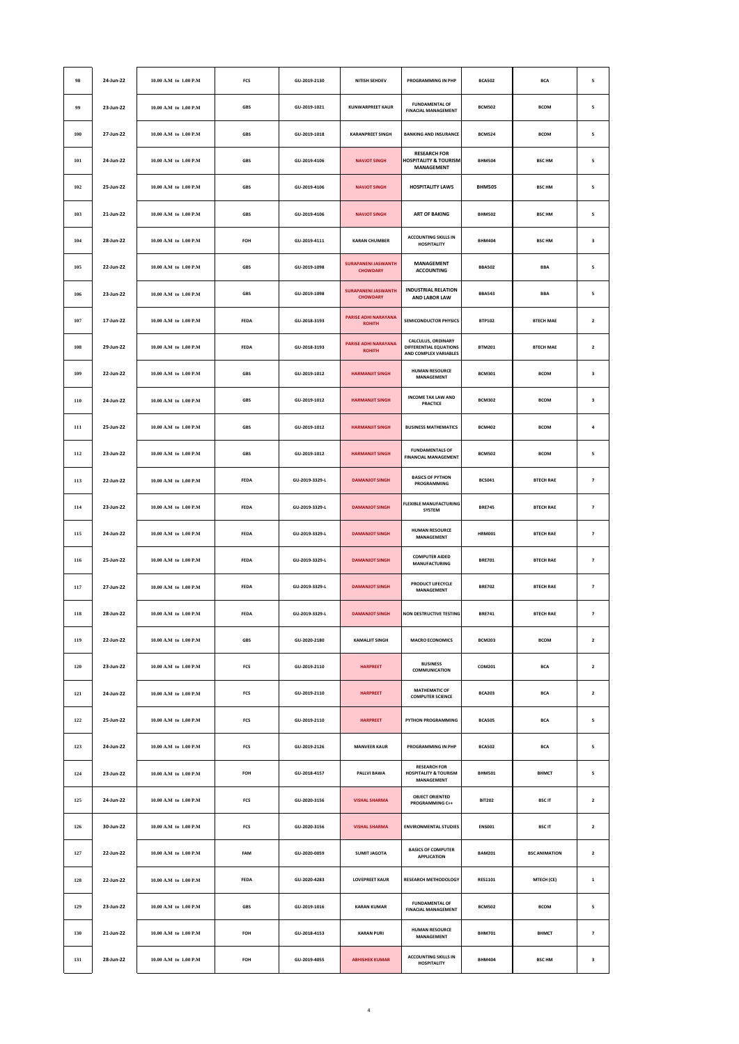| 98 | 24-Jun-22 | 10.00 A.M to 1.00 P.M | FCS | GU-2019-2130 | NITISH SEHDEV | PROGRAMMING IN PHP | BCA502 | BCA | 5 |
|---|---|---|---|---|---|---|---|---|---|
| 99 | 23-Jun-22 | 10.00 A.M to 1.00 P.M | GBS | GU-2019-1021 | KUNWARPREET KAUR | FUNDAMENTAL OF FINACIAL MANAGEMENT | BCM502 | BCOM | 5 |
| 100 | 27-Jun-22 | 10.00 A.M to 1.00 P.M | GBS | GU-2019-1018 | KARANPREET SINGH | BANKING AND INSURANCE | BCM524 | BCOM | 5 |
| 101 | 24-Jun-22 | 10.00 A.M to 1.00 P.M | GBS | GU-2019-4106 | NAVJOT SINGH | RESEARCH FOR HOSPITALITY & TOURISM MANAGEMENT | BHM504 | BSC HM | 5 |
| 102 | 25-Jun-22 | 10.00 A.M to 1.00 P.M | GBS | GU-2019-4106 | NAVJOT SINGH | HOSPITALITY LAWS | BHM505 | BSC HM | 5 |
| 103 | 21-Jun-22 | 10.00 A.M to 1.00 P.M | GBS | GU-2019-4106 | NAVJOT SINGH | ART OF BAKING | BHM502 | BSC HM | 5 |
| 104 | 28-Jun-22 | 10.00 A.M to 1.00 P.M | FOH | GU-2019-4111 | KARAN CHUMBER | ACCOUNTING SKILLS IN HOSPITALITY | BHM404 | BSC HM | 3 |
| 105 | 22-Jun-22 | 10.00 A.M to 1.00 P.M | GBS | GU-2019-1098 | SURAPANENI JASWANTH CHOWDARY | MANAGEMENT ACCOUNTING | BBA502 | BBA | 5 |
| 106 | 23-Jun-22 | 10.00 A.M to 1.00 P.M | GBS | GU-2019-1098 | SURAPANENI JASWANTH CHOWDARY | INDUSTRIAL RELATION AND LABOR LAW | BBA543 | BBA | 5 |
| 107 | 17-Jun-22 | 10.00 A.M to 1.00 P.M | FEDA | GU-2018-3193 | PARISE ADHI NARAYANA ROHITH | SEMICONDUCTOR PHYSICS | BTP102 | BTECH MAE | 2 |
| 108 | 29-Jun-22 | 10.00 A.M to 1.00 P.M | FEDA | GU-2018-3193 | PARISE ADHI NARAYANA ROHITH | CALCULUS, ORDINARY DIFFERENTIAL EQUATIONS AND COMPLEX VARIABLES | BTM201 | BTECH MAE | 2 |
| 109 | 22-Jun-22 | 10.00 A.M to 1.00 P.M | GBS | GU-2019-1012 | HARMANJIT SINGH | HUMAN RESOURCE MANAGEMENT | BCM301 | BCOM | 3 |
| 110 | 24-Jun-22 | 10.00 A.M to 1.00 P.M | GBS | GU-2019-1012 | HARMANJIT SINGH | INCOME TAX LAW AND PRACTICE | BCM302 | BCOM | 3 |
| 111 | 25-Jun-22 | 10.00 A.M to 1.00 P.M | GBS | GU-2019-1012 | HARMANJIT SINGH | BUSINESS MATHEMATICS | BCM402 | BCOM | 4 |
| 112 | 23-Jun-22 | 10.00 A.M to 1.00 P.M | GBS | GU-2019-1012 | HARMANJIT SINGH | FUNDAMENTALS OF FINANCIAL MANAGEMENT | BCM502 | BCOM | 5 |
| 113 | 22-Jun-22 | 10.00 A.M to 1.00 P.M | FEDA | GU-2019-3329-L | DAMANJOT SINGH | BASICS OF PYTHON PROGRAMMING | BCS041 | BTECH RAE | 7 |
| 114 | 23-Jun-22 | 10.00 A.M to 1.00 P.M | FEDA | GU-2019-3329-L | DAMANJOT SINGH | FLEXIBLE MANUFACTURING SYSTEM | BRE745 | BTECH RAE | 7 |
| 115 | 24-Jun-22 | 10.00 A.M to 1.00 P.M | FEDA | GU-2019-3329-L | DAMANJOT SINGH | HUMAN RESOURCE MANAGEMENT | HRM001 | BTECH RAE | 7 |
| 116 | 25-Jun-22 | 10.00 A.M to 1.00 P.M | FEDA | GU-2019-3329-L | DAMANJOT SINGH | COMPUTER AIDED MANUFACTURING | BRE701 | BTECH RAE | 7 |
| 117 | 27-Jun-22 | 10.00 A.M to 1.00 P.M | FEDA | GU-2019-3329-L | DAMANJOT SINGH | PRODUCT LIFECYCLE MANAGEMENT | BRE702 | BTECH RAE | 7 |
| 118 | 28-Jun-22 | 10.00 A.M to 1.00 P.M | FEDA | GU-2019-3329-L | DAMANJOT SINGH | NON DESTRUCTIVE TESTING | BRE741 | BTECH RAE | 7 |
| 119 | 22-Jun-22 | 10.00 A.M to 1.00 P.M | GBS | GU-2020-2180 | KAMALJIT SINGH | MACRO ECONOMICS | BCM203 | BCOM | 2 |
| 120 | 23-Jun-22 | 10.00 A.M to 1.00 P.M | FCS | GU-2019-2110 | HARPREET | BUSINESS COMMUNICATION | COM201 | BCA | 2 |
| 121 | 24-Jun-22 | 10.00 A.M to 1.00 P.M | FCS | GU-2019-2110 | HARPREET | MATHEMATIC OF COMPUTER SCIENCE | BCA203 | BCA | 2 |
| 122 | 25-Jun-22 | 10.00 A.M to 1.00 P.M | FCS | GU-2019-2110 | HARPREET | PYTHON PROGRAMMING | BCA505 | BCA | 5 |
| 123 | 24-Jun-22 | 10.00 A.M to 1.00 P.M | FCS | GU-2019-2126 | MANVEER KAUR | PROGRAMMING IN PHP | BCA502 | BCA | 5 |
| 124 | 23-Jun-22 | 10.00 A.M to 1.00 P.M | FOH | GU-2018-4157 | PALLVI BAWA | RESEARCH FOR HOSPITALITY & TOURISM MANAGEMENT | BHM501 | BHMCT | 5 |
| 125 | 24-Jun-22 | 10.00 A.M to 1.00 P.M | FCS | GU-2020-3156 | VISHAL SHARMA | OBJECT ORIENTED PROGRAMMING C++ | BIT202 | BSC IT | 2 |
| 126 | 30-Jun-22 | 10.00 A.M to 1.00 P.M | FCS | GU-2020-3156 | VISHAL SHARMA | ENVIRONMENTAL STUDIES | ENS001 | BSC IT | 2 |
| 127 | 22-Jun-22 | 10.00 A.M to 1.00 P.M | FAM | GU-2020-0059 | SUMIT JAGOTA | BASICS OF COMPUTER APPLICATION | BAM201 | BSC ANIMATION | 2 |
| 128 | 22-Jun-22 | 10.00 A.M to 1.00 P.M | FEDA | GU-2020-4283 | LOVEPREET KAUR | RESEARCH METHODOLOGY | RES1101 | MTECH (CE) | 1 |
| 129 | 23-Jun-22 | 10.00 A.M to 1.00 P.M | GBS | GU-2019-1016 | KARAN KUMAR | FUNDAMENTAL OF FINACIAL MANAGEMENT | BCM502 | BCOM | 5 |
| 130 | 21-Jun-22 | 10.00 A.M to 1.00 P.M | FOH | GU-2018-4153 | KARAN PURI | HUMAN RESOURCE MANAGEMENT | BHM701 | BHMCT | 7 |
| 131 | 28-Jun-22 | 10.00 A.M to 1.00 P.M | FOH | GU-2019-4055 | ABHISHEK KUMAR | ACCOUNTING SKILLS IN HOSPITALITY | BHM404 | BSC HM | 3 |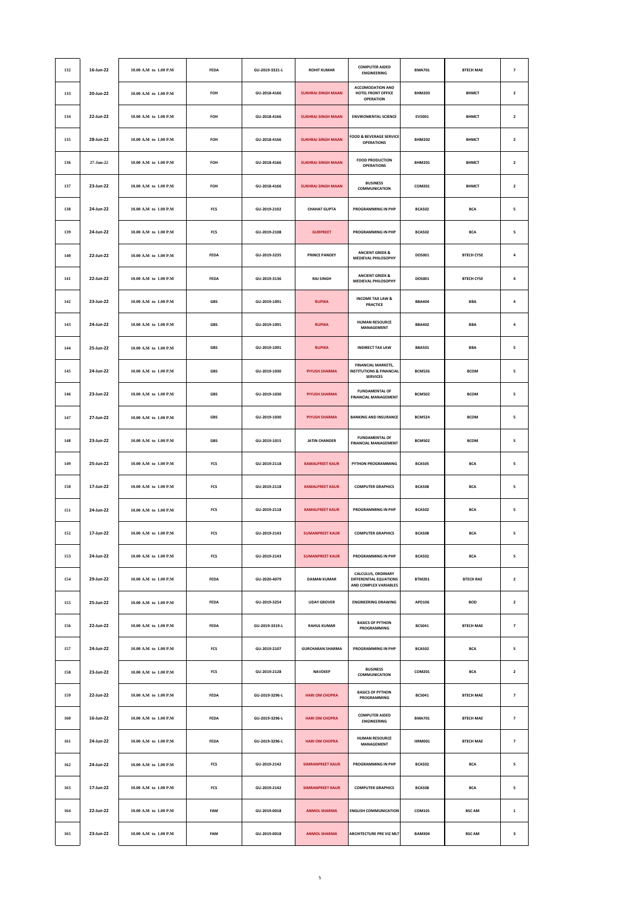| 132 | 16-Jun-22 | 10.00 A.M to 1.00 P.M | FEDA | GU-2019-3321-L | ROHIT KUMAR | COMPUTER AIDED ENGINEERING | BMA701 | BTECH MAE | 7 |
|---|---|---|---|---|---|---|---|---|---|
| 133 | 20-Jun-22 | 10.00 A.M to 1.00 P.M | FOH | GU-2018-4166 | SUKHRAJ SINGH MAAN | ACCOMODATION AND HOTEL FRONT OFFICE OPERATION | BHM203 | BHMCT | 2 |
| 134 | 22-Jun-22 | 10.00 A.M to 1.00 P.M | FOH | GU-2018-4166 | SUKHRAJ SINGH MAAN | ENVIROMENTAL SCIENCE | EVS001 | BHMCT | 2 |
| 135 | 28-Jun-22 | 10.00 A.M to 1.00 P.M | FOH | GU-2018-4166 | SUKHRAJ SINGH MAAN | FOOD & BEVERAGE SERVICE OPERATIONS | BHM202 | BHMCT | 2 |
| 136 | 27-Jun-22 | 10.00 A.M to 1.00 P.M | FOH | GU-2018-4166 | SUKHRAJ SINGH MAAN | FOOD PRODUCTION OPERATIONS | BHM201 | BHMCT | 2 |
| 137 | 23-Jun-22 | 10.00 A.M to 1.00 P.M | FOH | GU-2018-4166 | SUKHRAJ SINGH MAAN | BUSINESS COMMUNICATION | COM201 | BHMCT | 2 |
| 138 | 24-Jun-22 | 10.00 A.M to 1.00 P.M | FCS | GU-2019-2102 | CHAHAT GUPTA | PROGRAMMING IN PHP | BCA502 | BCA | 5 |
| 139 | 24-Jun-22 | 10.00 A.M to 1.00 P.M | FCS | GU-2019-2108 | GURPREET | PROGRAMMING IN PHP | BCA502 | BCA | 5 |
| 140 | 22-Jun-22 | 10.00 A.M to 1.00 P.M | FEDA | GU-2019-3235 | PRINCE PANDEY | ANCIENT GREEK & MEDIEVAL PHILOSOPHY | DOS001 | BTECH CYSE | 4 |
| 141 | 22-Jun-22 | 10.00 A.M to 1.00 P.M | FEDA | GU-2019-3136 | RAJ SINGH | ANCIENT GREEK & MEDIEVAL PHILOSOPHY | DOS001 | BTECH CYSE | 4 |
| 142 | 23-Jun-22 | 10.00 A.M to 1.00 P.M | GBS | GU-2019-1091 | RUPIKA | INCOME TAX LAW & PRACTICE | BBA404 | BBA | 4 |
| 143 | 24-Jun-22 | 10.00 A.M to 1.00 P.M | GBS | GU-2019-1091 | RUPIKA | HUMAN RESOURCE MANAGEMENT | BBA402 | BBA | 4 |
| 144 | 25-Jun-22 | 10.00 A.M to 1.00 P.M | GBS | GU-2019-1091 | RUPIKA | INDIRECT TAX LAW | BBA501 | BBA | 5 |
| 145 | 24-Jun-22 | 10.00 A.M to 1.00 P.M | GBS | GU-2019-1030 | PIYUSH SHARMA | FINANCIAL MARKETS, INSTITUTIONS & FINANCIAL SERVICES | BCM526 | BCOM | 5 |
| 146 | 23-Jun-22 | 10.00 A.M to 1.00 P.M | GBS | GU-2019-1030 | PIYUSH SHARMA | FUNDAMENTAL OF FINANCIAL MANAGEMENT | BCM502 | BCOM | 5 |
| 147 | 27-Jun-22 | 10.00 A.M to 1.00 P.M | GBS | GU-2019-1030 | PIYUSH SHARMA | BANKING AND INSURANCE | BCM524 | BCOM | 5 |
| 148 | 23-Jun-22 | 10.00 A.M to 1.00 P.M | GBS | GU-2019-1015 | JATIN CHANDER | FUNDAMENTAL OF FINANCIAL MANAGEMENT | BCM502 | BCOM | 5 |
| 149 | 25-Jun-22 | 10.00 A.M to 1.00 P.M | FCS | GU-2019-2118 | KAMALPREET KAUR | PYTHON PROGRAMMING | BCA505 | BCA | 5 |
| 150 | 17-Jun-22 | 10.00 A.M to 1.00 P.M | FCS | GU-2019-2118 | KAMALPREET KAUR | COMPUTER GRAPHICS | BCA508 | BCA | 5 |
| 151 | 24-Jun-22 | 10.00 A.M to 1.00 P.M | FCS | GU-2019-2118 | KAMALPREET KAUR | PROGRAMMING IN PHP | BCA502 | BCA | 5 |
| 152 | 17-Jun-22 | 10.00 A.M to 1.00 P.M | FCS | GU-2019-2143 | SUMANPREET KAUR | COMPUTER GRAPHICS | BCA508 | BCA | 5 |
| 153 | 24-Jun-22 | 10.00 A.M to 1.00 P.M | FCS | GU-2019-2143 | SUMANPREET KAUR | PROGRAMMING IN PHP | BCA502 | BCA | 5 |
| 154 | 29-Jun-22 | 10.00 A.M to 1.00 P.M | FEDA | GU-2020-4079 | DAMAN KUMAR | CALCULUS, ORDINARY DIFFERENTIAL EQUATIONS AND COMPLEX VARIABLES | BTM201 | BTECH RAE | 2 |
| 155 | 25-Jun-22 | 10.00 A.M to 1.00 P.M | FEDA | GU-2019-3254 | UDAY GROVER | ENGINEERING DRAWING | APD106 | BOD | 2 |
| 156 | 22-Jun-22 | 10.00 A.M to 1.00 P.M | FEDA | GU-2019-3319-L | RAHUL KUMAR | BASICS OF PYTHON PROGRAMMING | BCS041 | BTECH MAE | 7 |
| 157 | 24-Jun-22 | 10.00 A.M to 1.00 P.M | FCS | GU-2019-2107 | GURCHARAN SHARMA | PROGRAMMING IN PHP | BCA502 | BCA | 5 |
| 158 | 23-Jun-22 | 10.00 A.M to 1.00 P.M | FCS | GU-2019-2128 | NAVDEEP | BUSINESS COMMUNICATION | COM201 | BCA | 2 |
| 159 | 22-Jun-22 | 10.00 A.M to 1.00 P.M | FEDA | GU-2019-3296-L | HARI OM CHOPRA | BASICS OF PYTHON PROGRAMMING | BCS041 | BTECH MAE | 7 |
| 160 | 16-Jun-22 | 10.00 A.M to 1.00 P.M | FEDA | GU-2019-3296-L | HARI OM CHOPRA | COMPUTER AIDED ENGINEERING | BMA701 | BTECH MAE | 7 |
| 161 | 24-Jun-22 | 10.00 A.M to 1.00 P.M | FEDA | GU-2019-3296-L | HARI OM CHOPRA | HUMAN RESOURCE MANAGEMENT | HRM001 | BTECH MAE | 7 |
| 162 | 24-Jun-22 | 10.00 A.M to 1.00 P.M | FCS | GU-2019-2142 | SIMRANPREET KAUR | PROGRAMMING IN PHP | BCA502 | BCA | 5 |
| 163 | 17-Jun-22 | 10.00 A.M to 1.00 P.M | FCS | GU-2019-2142 | SIMRANPREET KAUR | COMPUTER GRAPHICS | BCA508 | BCA | 5 |
| 164 | 22-Jun-22 | 10.00 A.M to 1.00 P.M | FAM | GU-2019-0018 | ANMOL SHARMA | ENGLISH COMMUNICATION | COM101 | BSC AM | 1 |
| 165 | 23-Jun-22 | 10.00 A.M to 1.00 P.M | FAM | GU-2019-0018 | ANMOL SHARMA | ARCHITECTURE PRE VIZ MLT | BAM304 | BSC AM | 3 |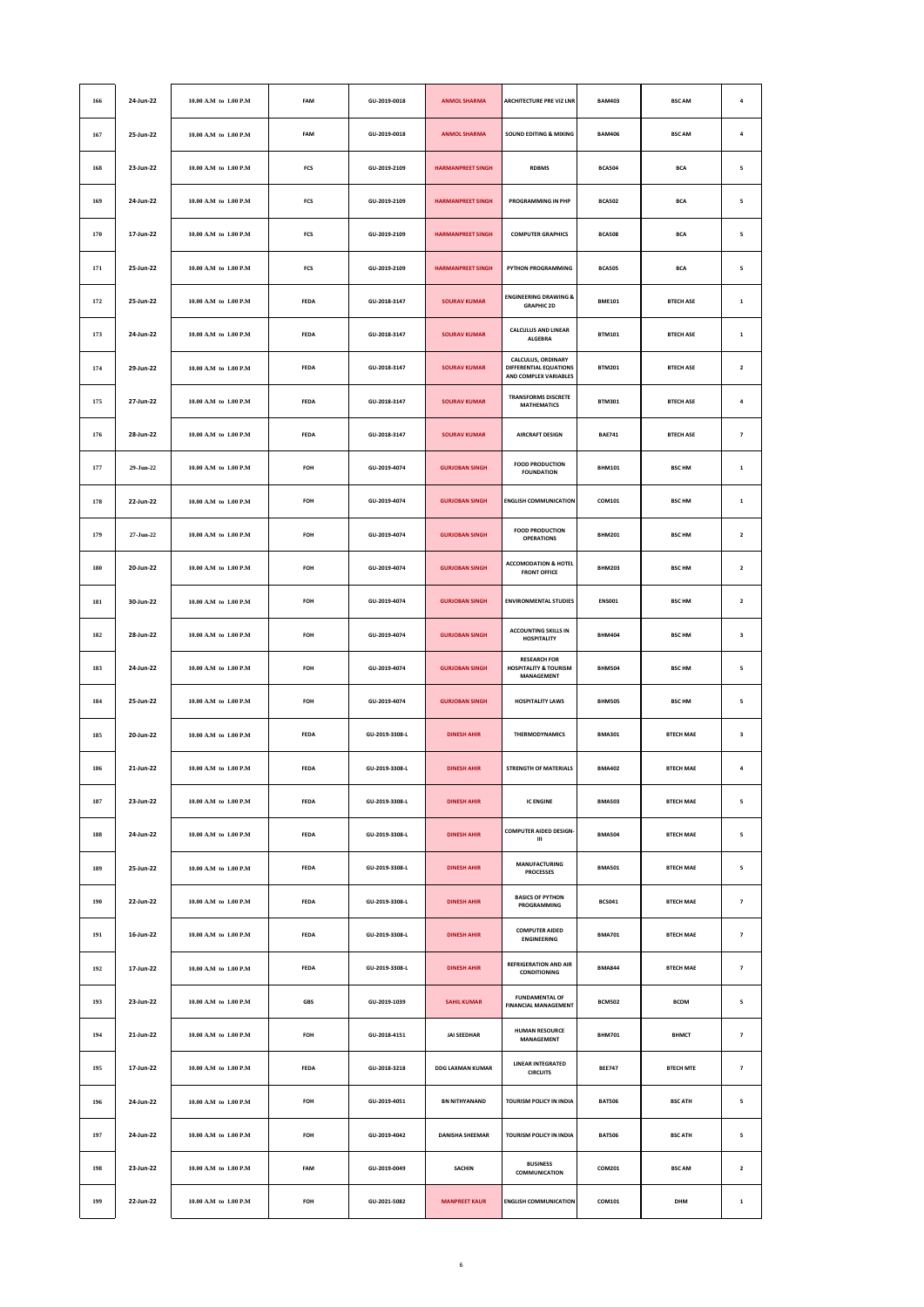| 166 | 24-Jun-22 | 10.00 A.M to 1.00 P.M | FAM | GU-2019-0018 | ANMOL SHARMA | ARCHITECTURE PRE VIZ LNR | BAM403 | BSC AM | 4 |
|---|---|---|---|---|---|---|---|---|---|
| 167 | 25-Jun-22 | 10.00 A.M to 1.00 P.M | FAM | GU-2019-0018 | ANMOL SHARMA | SOUND EDITING & MIXING | BAM406 | BSC AM | 4 |
| 168 | 23-Jun-22 | 10.00 A.M to 1.00 P.M | FCS | GU-2019-2109 | HARMANPREET SINGH | RDBMS | BCA504 | BCA | 5 |
| 169 | 24-Jun-22 | 10.00 A.M to 1.00 P.M | FCS | GU-2019-2109 | HARMANPREET SINGH | PROGRAMMING IN PHP | BCA502 | BCA | 5 |
| 170 | 17-Jun-22 | 10.00 A.M to 1.00 P.M | FCS | GU-2019-2109 | HARMANPREET SINGH | COMPUTER GRAPHICS | BCA508 | BCA | 5 |
| 171 | 25-Jun-22 | 10.00 A.M to 1.00 P.M | FCS | GU-2019-2109 | HARMANPREET SINGH | PYTHON PROGRAMMING | BCA505 | BCA | 5 |
| 172 | 25-Jun-22 | 10.00 A.M to 1.00 P.M | FEDA | GU-2018-3147 | SOURAV KUMAR | ENGINEERING DRAWING & GRAPHIC 2D | BME101 | BTECH ASE | 1 |
| 173 | 24-Jun-22 | 10.00 A.M to 1.00 P.M | FEDA | GU-2018-3147 | SOURAV KUMAR | CALCULUS AND LINEAR ALGEBRA | BTM101 | BTECH ASE | 1 |
| 174 | 29-Jun-22 | 10.00 A.M to 1.00 P.M | FEDA | GU-2018-3147 | SOURAV KUMAR | CALCULUS, ORDINARY DIFFERENTIAL EQUATIONS AND COMPLEX VARIABLES | BTM201 | BTECH ASE | 2 |
| 175 | 27-Jun-22 | 10.00 A.M to 1.00 P.M | FEDA | GU-2018-3147 | SOURAV KUMAR | TRANSFORMS DISCRETE MATHEMATICS | BTM301 | BTECH ASE | 4 |
| 176 | 28-Jun-22 | 10.00 A.M to 1.00 P.M | FEDA | GU-2018-3147 | SOURAV KUMAR | AIRCRAFT DESIGN | BAE741 | BTECH ASE | 7 |
| 177 | 29-Jun-22 | 10.00 A.M to 1.00 P.M | FOH | GU-2019-4074 | GURJOBAN SINGH | FOOD PRODUCTION FOUNDATION | BHM101 | BSC HM | 1 |
| 178 | 22-Jun-22 | 10.00 A.M to 1.00 P.M | FOH | GU-2019-4074 | GURJOBAN SINGH | ENGLISH COMMUNICATION | COM101 | BSC HM | 1 |
| 179 | 27-Jun-22 | 10.00 A.M to 1.00 P.M | FOH | GU-2019-4074 | GURJOBAN SINGH | FOOD PRODUCTION OPERATIONS | BHM201 | BSC HM | 2 |
| 180 | 20-Jun-22 | 10.00 A.M to 1.00 P.M | FOH | GU-2019-4074 | GURJOBAN SINGH | ACCOMODATION & HOTEL FRONT OFFICE | BHM203 | BSC HM | 2 |
| 181 | 30-Jun-22 | 10.00 A.M to 1.00 P.M | FOH | GU-2019-4074 | GURJOBAN SINGH | ENVIRONMENTAL STUDIES | ENS001 | BSC HM | 2 |
| 182 | 28-Jun-22 | 10.00 A.M to 1.00 P.M | FOH | GU-2019-4074 | GURJOBAN SINGH | ACCOUNTING SKILLS IN HOSPITALITY | BHM404 | BSC HM | 3 |
| 183 | 24-Jun-22 | 10.00 A.M to 1.00 P.M | FOH | GU-2019-4074 | GURJOBAN SINGH | RESEARCH FOR HOSPITALITY & TOURISM MANAGEMENT | BHM504 | BSC HM | 5 |
| 184 | 25-Jun-22 | 10.00 A.M to 1.00 P.M | FOH | GU-2019-4074 | GURJOBAN SINGH | HOSPITALITY LAWS | BHM505 | BSC HM | 5 |
| 185 | 20-Jun-22 | 10.00 A.M to 1.00 P.M | FEDA | GU-2019-3308-L | DINESH AHIR | THERMODYNAMICS | BMA301 | BTECH MAE | 3 |
| 186 | 21-Jun-22 | 10.00 A.M to 1.00 P.M | FEDA | GU-2019-3308-L | DINESH AHIR | STRENGTH OF MATERIALS | BMA402 | BTECH MAE | 4 |
| 187 | 23-Jun-22 | 10.00 A.M to 1.00 P.M | FEDA | GU-2019-3308-L | DINESH AHIR | IC ENGINE | BMA503 | BTECH MAE | 5 |
| 188 | 24-Jun-22 | 10.00 A.M to 1.00 P.M | FEDA | GU-2019-3308-L | DINESH AHIR | COMPUTER AIDED DESIGN-III | BMA504 | BTECH MAE | 5 |
| 189 | 25-Jun-22 | 10.00 A.M to 1.00 P.M | FEDA | GU-2019-3308-L | DINESH AHIR | MANUFACTURING PROCESSES | BMA501 | BTECH MAE | 5 |
| 190 | 22-Jun-22 | 10.00 A.M to 1.00 P.M | FEDA | GU-2019-3308-L | DINESH AHIR | BASICS OF PYTHON PROGRAMMING | BCS041 | BTECH MAE | 7 |
| 191 | 16-Jun-22 | 10.00 A.M to 1.00 P.M | FEDA | GU-2019-3308-L | DINESH AHIR | COMPUTER AIDED ENGINEERING | BMA701 | BTECH MAE | 7 |
| 192 | 17-Jun-22 | 10.00 A.M to 1.00 P.M | FEDA | GU-2019-3308-L | DINESH AHIR | REFRIGERATION AND AIR CONDITIONING | BMA844 | BTECH MAE | 7 |
| 193 | 23-Jun-22 | 10.00 A.M to 1.00 P.M | GBS | GU-2019-1039 | SAHIL KUMAR | FUNDAMENTAL OF FINANCIAL MANAGEMENT | BCM502 | BCOM | 5 |
| 194 | 21-Jun-22 | 10.00 A.M to 1.00 P.M | FOH | GU-2018-4151 | JAI SEEDHAR | HUMAN RESOURCE MANAGEMENT | BHM701 | BHMCT | 7 |
| 195 | 17-Jun-22 | 10.00 A.M to 1.00 P.M | FEDA | GU-2018-3218 | DDG LAXMAN KUMAR | LINEAR INTEGRATED CIRCUITS | BEE747 | BTECH MTE | 7 |
| 196 | 24-Jun-22 | 10.00 A.M to 1.00 P.M | FOH | GU-2019-4051 | BN NITHYANAND | TOURISM POLICY IN INDIA | BAT506 | BSC ATH | 5 |
| 197 | 24-Jun-22 | 10.00 A.M to 1.00 P.M | FOH | GU-2019-4042 | DANISHA SHEEMAR | TOURISM POLICY IN INDIA | BAT506 | BSC ATH | 5 |
| 198 | 23-Jun-22 | 10.00 A.M to 1.00 P.M | FAM | GU-2019-0049 | SACHIN | BUSINESS COMMUNICATION | COM201 | BSC AM | 2 |
| 199 | 22-Jun-22 | 10.00 A.M to 1.00 P.M | FOH | GU-2021-5082 | MANPREET KAUR | ENGLISH COMMUNICATION | COM101 | DHM | 1 |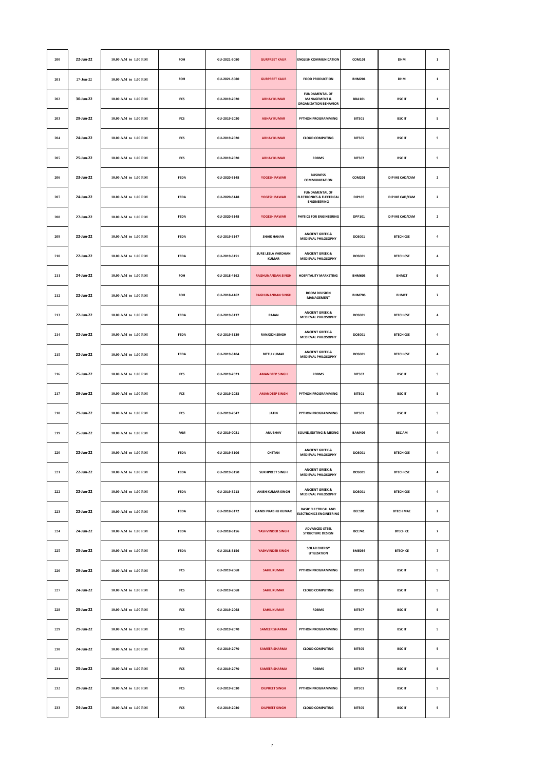| 200 | 22-Jun-22 | 10.00 A.M to 1.00 P.M | FOH | GU-2021-5080 | GURPREET KAUR | ENGLISH COMMUNICATION | COM101 | DHM | 1 |
|---|---|---|---|---|---|---|---|---|---|
| 201 | 27-Jun-22 | 10.00 A.M to 1.00 P.M | FOH | GU-2021-5080 | GURPREET KAUR | FOOD PRODUCTION | BHM201 | DHM | 1 |
| 202 | 30-Jun-22 | 10.00 A.M to 1.00 P.M | FCS | GU-2019-2020 | ABHAY KUMAR | FUNDAMENTAL OF MANAGEMENT & ORGANIZATION BEHAVIOR | BBA101 | BSC IT | 1 |
| 203 | 29-Jun-22 | 10.00 A.M to 1.00 P.M | FCS | GU-2019-2020 | ABHAY KUMAR | PYTHON PROGRAMMING | BIT501 | BSC IT | 5 |
| 204 | 24-Jun-22 | 10.00 A.M to 1.00 P.M | FCS | GU-2019-2020 | ABHAY KUMAR | CLOUD COMPUTING | BIT505 | BSC IT | 5 |
| 205 | 25-Jun-22 | 10.00 A.M to 1.00 P.M | FCS | GU-2019-2020 | ABHAY KUMAR | RDBMS | BIT507 | BSC IT | 5 |
| 206 | 23-Jun-22 | 10.00 A.M to 1.00 P.M | FEDA | GU-2020-5148 | YOGESH PAWAR | BUSINESS COMMUNICATION | COM201 | DIP ME CAD/CAM | 2 |
| 207 | 24-Jun-22 | 10.00 A.M to 1.00 P.M | FEDA | GU-2020-5148 | YOGESH PAWAR | FUNDAMENTAL OF ELECTRONICS & ELECTRICAL ENGINEERING | DIP105 | DIP ME CAD/CAM | 2 |
| 208 | 27-Jun-22 | 10.00 A.M to 1.00 P.M | FEDA | GU-2020-5148 | YOGESH PAWAR | PHYSICS FOR ENGINEERING | DPP101 | DIP ME CAD/CAM | 2 |
| 209 | 22-Jun-22 | 10.00 A.M to 1.00 P.M | FEDA | GU-2019-3147 | SHAIK HANAN | ANCIENT GREEK & MEDIEVAL PHILOSOPHY | DOS001 | BTECH CSE | 4 |
| 210 | 22-Jun-22 | 10.00 A.M to 1.00 P.M | FEDA | GU-2019-3151 | SURE LEELA VARDHAN KUMAR | ANCIENT GREEK & MEDIEVAL PHILOSOPHY | DOS001 | BTECH CSE | 4 |
| 211 | 24-Jun-22 | 10.00 A.M to 1.00 P.M | FOH | GU-2018-4162 | RAGHUNANDAN SINGH | HOSPITALITY MARKETING | BHM603 | BHMCT | 6 |
| 212 | 22-Jun-22 | 10.00 A.M to 1.00 P.M | FOH | GU-2018-4162 | RAGHUNANDAN SINGH | ROOM DIVISION MANAGEMENT | BHM706 | BHMCT | 7 |
| 213 | 22-Jun-22 | 10.00 A.M to 1.00 P.M | FEDA | GU-2019-3137 | RAJAN | ANCIENT GREEK & MEDIEVAL PHILOSOPHY | DOS001 | BTECH CSE | 4 |
| 214 | 22-Jun-22 | 10.00 A.M to 1.00 P.M | FEDA | GU-2019-3139 | RANJODH SINGH | ANCIENT GREEK & MEDIEVAL PHILOSOPHY | DOS001 | BTECH CSE | 4 |
| 215 | 22-Jun-22 | 10.00 A.M to 1.00 P.M | FEDA | GU-2019-3104 | BITTU KUMAR | ANCIENT GREEK & MEDIEVAL PHILOSOPHY | DOS001 | BTECH CSE | 4 |
| 216 | 25-Jun-22 | 10.00 A.M to 1.00 P.M | FCS | GU-2019-2023 | AMANDEEP SINGH | RDBMS | BIT507 | BSC IT | 5 |
| 217 | 29-Jun-22 | 10.00 A.M to 1.00 P.M | FCS | GU-2019-2023 | AMANDEEP SINGH | PYTHON PROGRAMMING | BIT501 | BSC IT | 5 |
| 218 | 29-Jun-22 | 10.00 A.M to 1.00 P.M | FCS | GU-2019-2047 | JATIN | PYTHON PROGRAMMING | BIT501 | BSC IT | 5 |
| 219 | 25-Jun-22 | 10.00 A.M to 1.00 P.M | FAM | GU-2019-0021 | ANUBHAV | SOUND,EDITING & MIXING | BAM406 | BSC AM | 4 |
| 220 | 22-Jun-22 | 10.00 A.M to 1.00 P.M | FEDA | GU-2019-3106 | CHETAN | ANCIENT GREEK & MEDIEVAL PHILOSOPHY | DOS001 | BTECH CSE | 4 |
| 221 | 22-Jun-22 | 10.00 A.M to 1.00 P.M | FEDA | GU-2019-3150 | SUKHPREET SINGH | ANCIENT GREEK & MEDIEVAL PHILOSOPHY | DOS001 | BTECH CSE | 4 |
| 222 | 22-Jun-22 | 10.00 A.M to 1.00 P.M | FEDA | GU-2019-3213 | ANISH KUMAR SINGH | ANCIENT GREEK & MEDIEVAL PHILOSOPHY | DOS001 | BTECH CSE | 4 |
| 223 | 22-Jun-22 | 10.00 A.M to 1.00 P.M | FEDA | GU-2018-3172 | GANDI PRABHU KUMAR | BASIC ELECTRICAL AND ELECTRONICS ENGINEERING | BEE101 | BTECH MAE | 2 |
| 224 | 24-Jun-22 | 10.00 A.M to 1.00 P.M | FEDA | GU-2018-3156 | YASHVINDER SINGH | ADVANCED STEEL STRUCTURE DESIGN | BCE741 | BTECH CE | 7 |
| 225 | 25-Jun-22 | 10.00 A.M to 1.00 P.M | FEDA | GU-2018-3156 | YASHVINDER SINGH | SOLAR ENERGY UTILIZATION | BME036 | BTECH CE | 7 |
| 226 | 29-Jun-22 | 10.00 A.M to 1.00 P.M | FCS | GU-2019-2068 | SAHIL KUMAR | PYTHON PROGRAMMING | BIT501 | BSC IT | 5 |
| 227 | 24-Jun-22 | 10.00 A.M to 1.00 P.M | FCS | GU-2019-2068 | SAHIL KUMAR | CLOUD COMPUTING | BIT505 | BSC IT | 5 |
| 228 | 25-Jun-22 | 10.00 A.M to 1.00 P.M | FCS | GU-2019-2068 | SAHIL KUMAR | RDBMS | BIT507 | BSC IT | 5 |
| 229 | 29-Jun-22 | 10.00 A.M to 1.00 P.M | FCS | GU-2019-2070 | SAMEER SHARMA | PYTHON PROGRAMMING | BIT501 | BSC IT | 5 |
| 230 | 24-Jun-22 | 10.00 A.M to 1.00 P.M | FCS | GU-2019-2070 | SAMEER SHARMA | CLOUD COMPUTING | BIT505 | BSC IT | 5 |
| 231 | 25-Jun-22 | 10.00 A.M to 1.00 P.M | FCS | GU-2019-2070 | SAMEER SHARMA | RDBMS | BIT507 | BSC IT | 5 |
| 232 | 29-Jun-22 | 10.00 A.M to 1.00 P.M | FCS | GU-2019-2030 | DILPREET SINGH | PYTHON PROGRAMMING | BIT501 | BSC IT | 5 |
| 233 | 24-Jun-22 | 10.00 A.M to 1.00 P.M | FCS | GU-2019-2030 | DILPREET SINGH | CLOUD COMPUTING | BIT505 | BSC IT | 5 |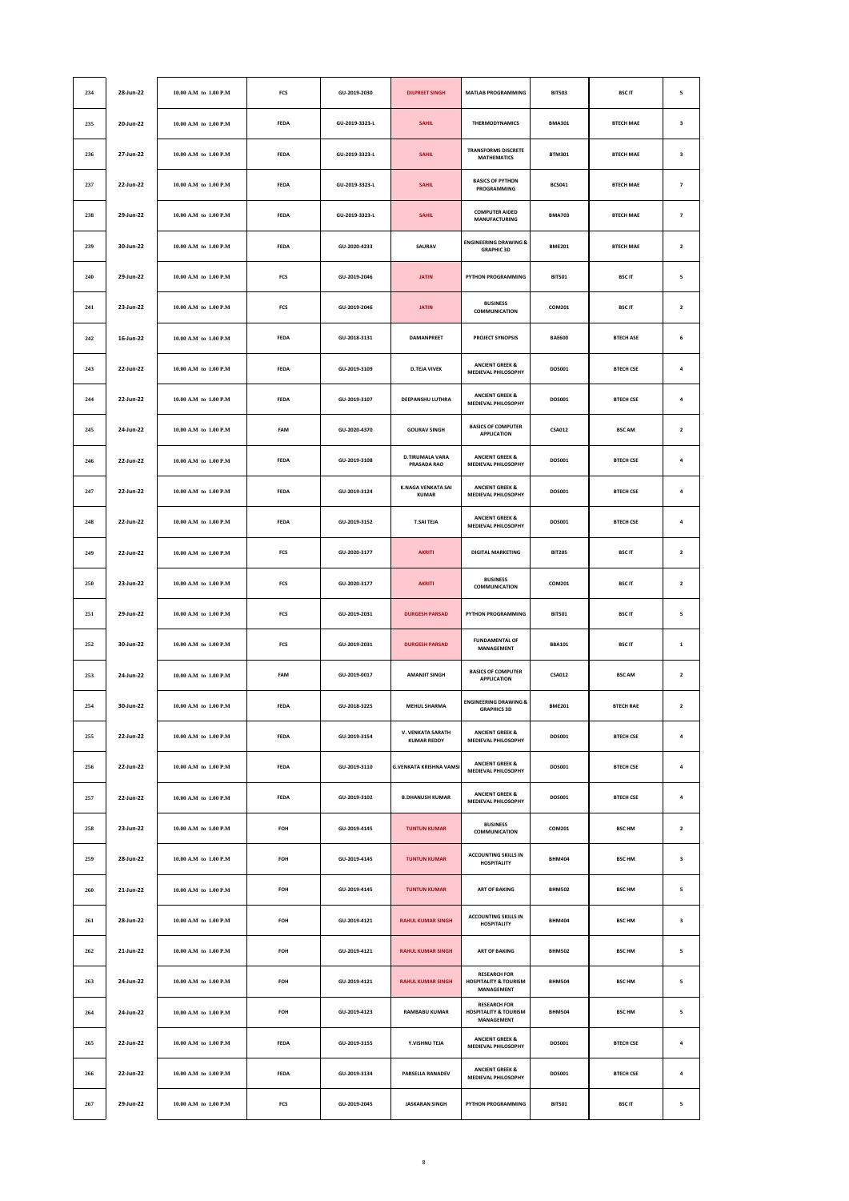| 234 | 28-Jun-22 | 10.00 A.M to 1.00 P.M | FCS | GU-2019-2030 | DILPREET SINGH | MATLAB PROGRAMMING | BIT503 | BSC IT | 5 |
|---|---|---|---|---|---|---|---|---|---|
| 235 | 20-Jun-22 | 10.00 A.M to 1.00 P.M | FEDA | GU-2019-3323-L | SAHIL | THERMODYNAMICS | BMA301 | BTECH MAE | 3 |
| 236 | 27-Jun-22 | 10.00 A.M to 1.00 P.M | FEDA | GU-2019-3323-L | SAHIL | TRANSFORMS DISCRETE MATHEMATICS | BTM301 | BTECH MAE | 3 |
| 237 | 22-Jun-22 | 10.00 A.M to 1.00 P.M | FEDA | GU-2019-3323-L | SAHIL | BASICS OF PYTHON PROGRAMMING | BCS041 | BTECH MAE | 7 |
| 238 | 29-Jun-22 | 10.00 A.M to 1.00 P.M | FEDA | GU-2019-3323-L | SAHIL | COMPUTER AIDED MANUFACTURING | BMA703 | BTECH MAE | 7 |
| 239 | 30-Jun-22 | 10.00 A.M to 1.00 P.M | FEDA | GU-2020-4233 | SAURAV | ENGINEERING DRAWING & GRAPHIC 3D | BME201 | BTECH MAE | 2 |
| 240 | 29-Jun-22 | 10.00 A.M to 1.00 P.M | FCS | GU-2019-2046 | JATIN | PYTHON PROGRAMMING | BIT501 | BSC IT | 5 |
| 241 | 23-Jun-22 | 10.00 A.M to 1.00 P.M | FCS | GU-2019-2046 | JATIN | BUSINESS COMMUNICATION | COM201 | BSC IT | 2 |
| 242 | 16-Jun-22 | 10.00 A.M to 1.00 P.M | FEDA | GU-2018-3131 | DAMANPREET | PROJECT SYNOPSIS | BAE600 | BTECH ASE | 6 |
| 243 | 22-Jun-22 | 10.00 A.M to 1.00 P.M | FEDA | GU-2019-3109 | D.TEJA VIVEK | ANCIENT GREEK & MEDIEVAL PHILOSOPHY | DOS001 | BTECH CSE | 4 |
| 244 | 22-Jun-22 | 10.00 A.M to 1.00 P.M | FEDA | GU-2019-3107 | DEEPANSHU LUTHRA | ANCIENT GREEK & MEDIEVAL PHILOSOPHY | DOS001 | BTECH CSE | 4 |
| 245 | 24-Jun-22 | 10.00 A.M to 1.00 P.M | FAM | GU-2020-4370 | GOURAV SINGH | BASICS OF COMPUTER APPLICATION | CSA012 | BSC AM | 2 |
| 246 | 22-Jun-22 | 10.00 A.M to 1.00 P.M | FEDA | GU-2019-3108 | D.TIRUMALA VARA PRASADA RAO | ANCIENT GREEK & MEDIEVAL PHILOSOPHY | DOS001 | BTECH CSE | 4 |
| 247 | 22-Jun-22 | 10.00 A.M to 1.00 P.M | FEDA | GU-2019-3124 | K.NAGA VENKATA SAI KUMAR | ANCIENT GREEK & MEDIEVAL PHILOSOPHY | DOS001 | BTECH CSE | 4 |
| 248 | 22-Jun-22 | 10.00 A.M to 1.00 P.M | FEDA | GU-2019-3152 | T.SAI TEJA | ANCIENT GREEK & MEDIEVAL PHILOSOPHY | DOS001 | BTECH CSE | 4 |
| 249 | 22-Jun-22 | 10.00 A.M to 1.00 P.M | FCS | GU-2020-3177 | AKRITI | DIGITAL MARKETING | BIT205 | BSC IT | 2 |
| 250 | 23-Jun-22 | 10.00 A.M to 1.00 P.M | FCS | GU-2020-3177 | AKRITI | BUSINESS COMMUNICATION | COM201 | BSC IT | 2 |
| 251 | 29-Jun-22 | 10.00 A.M to 1.00 P.M | FCS | GU-2019-2031 | DURGESH PARSAD | PYTHON PROGRAMMING | BIT501 | BSC IT | 5 |
| 252 | 30-Jun-22 | 10.00 A.M to 1.00 P.M | FCS | GU-2019-2031 | DURGESH PARSAD | FUNDAMENTAL OF MANAGEMENT | BBA101 | BSC IT | 1 |
| 253 | 24-Jun-22 | 10.00 A.M to 1.00 P.M | FAM | GU-2019-0017 | AMANJIT SINGH | BASICS OF COMPUTER APPLICATION | CSA012 | BSC AM | 2 |
| 254 | 30-Jun-22 | 10.00 A.M to 1.00 P.M | FEDA | GU-2018-3225 | MEHUL SHARMA | ENGINEERING DRAWING & GRAPHICS 3D | BME201 | BTECH RAE | 2 |
| 255 | 22-Jun-22 | 10.00 A.M to 1.00 P.M | FEDA | GU-2019-3154 | V. VENKATA SARATH KUMAR REDDY | ANCIENT GREEK & MEDIEVAL PHILOSOPHY | DOS001 | BTECH CSE | 4 |
| 256 | 22-Jun-22 | 10.00 A.M to 1.00 P.M | FEDA | GU-2019-3110 | G.VENKATA KRISHNA VAMSI | ANCIENT GREEK & MEDIEVAL PHILOSOPHY | DOS001 | BTECH CSE | 4 |
| 257 | 22-Jun-22 | 10.00 A.M to 1.00 P.M | FEDA | GU-2019-3102 | B.DHANUSH KUMAR | ANCIENT GREEK & MEDIEVAL PHILOSOPHY | DOS001 | BTECH CSE | 4 |
| 258 | 23-Jun-22 | 10.00 A.M to 1.00 P.M | FOH | GU-2019-4145 | TUNTUN KUMAR | BUSINESS COMMUNICATION | COM201 | BSC HM | 2 |
| 259 | 28-Jun-22 | 10.00 A.M to 1.00 P.M | FOH | GU-2019-4145 | TUNTUN KUMAR | ACCOUNTING SKILLS IN HOSPITALITY | BHM404 | BSC HM | 3 |
| 260 | 21-Jun-22 | 10.00 A.M to 1.00 P.M | FOH | GU-2019-4145 | TUNTUN KUMAR | ART OF BAKING | BHM502 | BSC HM | 5 |
| 261 | 28-Jun-22 | 10.00 A.M to 1.00 P.M | FOH | GU-2019-4121 | RAHUL KUMAR SINGH | ACCOUNTING SKILLS IN HOSPITALITY | BHM404 | BSC HM | 3 |
| 262 | 21-Jun-22 | 10.00 A.M to 1.00 P.M | FOH | GU-2019-4121 | RAHUL KUMAR SINGH | ART OF BAKING | BHM502 | BSC HM | 5 |
| 263 | 24-Jun-22 | 10.00 A.M to 1.00 P.M | FOH | GU-2019-4121 | RAHUL KUMAR SINGH | RESEARCH FOR HOSPITALITY & TOURISM MANAGEMENT | BHM504 | BSC HM | 5 |
| 264 | 24-Jun-22 | 10.00 A.M to 1.00 P.M | FOH | GU-2019-4123 | RAMBABU KUMAR | RESEARCH FOR HOSPITALITY & TOURISM MANAGEMENT | BHM504 | BSC HM | 5 |
| 265 | 22-Jun-22 | 10.00 A.M to 1.00 P.M | FEDA | GU-2019-3155 | Y.VISHNU TEJA | ANCIENT GREEK & MEDIEVAL PHILOSOPHY | DOS001 | BTECH CSE | 4 |
| 266 | 22-Jun-22 | 10.00 A.M to 1.00 P.M | FEDA | GU-2019-3134 | PARSELLA RANADEV | ANCIENT GREEK & MEDIEVAL PHILOSOPHY | DOS001 | BTECH CSE | 4 |
| 267 | 29-Jun-22 | 10.00 A.M to 1.00 P.M | FCS | GU-2019-2045 | JASKARAN SINGH | PYTHON PROGRAMMING | BIT501 | BSC IT | 5 |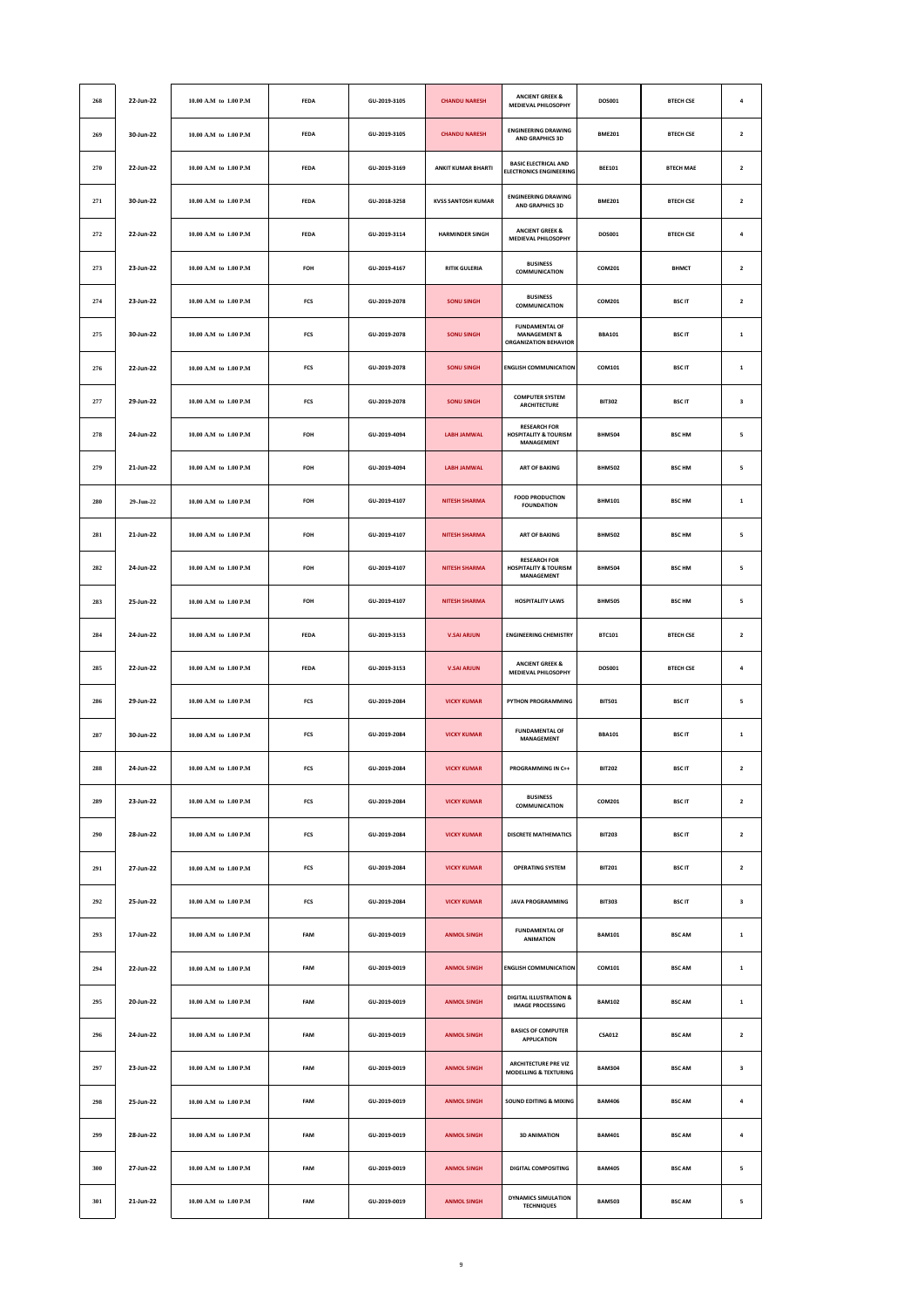| 268 | 22-Jun-22 | 10.00 A.M to 1.00 P.M | FEDA | GU-2019-3105 | CHANDU NARESH | ANCIENT GREEK & MEDIEVAL PHILOSOPHY | DOS001 | BTECH CSE | 4 |
|---|---|---|---|---|---|---|---|---|---|
| 269 | 30-Jun-22 | 10.00 A.M to 1.00 P.M | FEDA | GU-2019-3105 | CHANDU NARESH | ENGINEERING DRAWING AND GRAPHICS 3D | BME201 | BTECH CSE | 2 |
| 270 | 22-Jun-22 | 10.00 A.M to 1.00 P.M | FEDA | GU-2019-3169 | ANKIT KUMAR BHARTI | BASIC ELECTRICAL AND ELECTRONICS ENGINEERING | BEE101 | BTECH MAE | 2 |
| 271 | 30-Jun-22 | 10.00 A.M to 1.00 P.M | FEDA | GU-2018-3258 | KVSS SANTOSH KUMAR | ENGINEERING DRAWING AND GRAPHICS 3D | BME201 | BTECH CSE | 2 |
| 272 | 22-Jun-22 | 10.00 A.M to 1.00 P.M | FEDA | GU-2019-3114 | HARMINDER SINGH | ANCIENT GREEK & MEDIEVAL PHILOSOPHY | DOS001 | BTECH CSE | 4 |
| 273 | 23-Jun-22 | 10.00 A.M to 1.00 P.M | FOH | GU-2019-4167 | RITIK GULERIA | BUSINESS COMMUNICATION | COM201 | BHMCT | 2 |
| 274 | 23-Jun-22 | 10.00 A.M to 1.00 P.M | FCS | GU-2019-2078 | SONU SINGH | BUSINESS COMMUNICATION | COM201 | BSC IT | 2 |
| 275 | 30-Jun-22 | 10.00 A.M to 1.00 P.M | FCS | GU-2019-2078 | SONU SINGH | FUNDAMENTAL OF MANAGEMENT & ORGANIZATION BEHAVIOR | BBA101 | BSC IT | 1 |
| 276 | 22-Jun-22 | 10.00 A.M to 1.00 P.M | FCS | GU-2019-2078 | SONU SINGH | ENGLISH COMMUNICATION | COM101 | BSC IT | 1 |
| 277 | 29-Jun-22 | 10.00 A.M to 1.00 P.M | FCS | GU-2019-2078 | SONU SINGH | COMPUTER SYSTEM ARCHITECTURE | BIT302 | BSC IT | 3 |
| 278 | 24-Jun-22 | 10.00 A.M to 1.00 P.M | FOH | GU-2019-4094 | LABH JAMWAL | RESEARCH FOR HOSPITALITY & TOURISM MANAGEMENT | BHM504 | BSC HM | 5 |
| 279 | 21-Jun-22 | 10.00 A.M to 1.00 P.M | FOH | GU-2019-4094 | LABH JAMWAL | ART OF BAKING | BHM502 | BSC HM | 5 |
| 280 | 29-Jun-22 | 10.00 A.M to 1.00 P.M | FOH | GU-2019-4107 | NITESH SHARMA | FOOD PRODUCTION FOUNDATION | BHM101 | BSC HM | 1 |
| 281 | 21-Jun-22 | 10.00 A.M to 1.00 P.M | FOH | GU-2019-4107 | NITESH SHARMA | ART OF BAKING | BHM502 | BSC HM | 5 |
| 282 | 24-Jun-22 | 10.00 A.M to 1.00 P.M | FOH | GU-2019-4107 | NITESH SHARMA | RESEARCH FOR HOSPITALITY & TOURISM MANAGEMENT | BHM504 | BSC HM | 5 |
| 283 | 25-Jun-22 | 10.00 A.M to 1.00 P.M | FOH | GU-2019-4107 | NITESH SHARMA | HOSPITALITY LAWS | BHM505 | BSC HM | 5 |
| 284 | 24-Jun-22 | 10.00 A.M to 1.00 P.M | FEDA | GU-2019-3153 | V.SAI ARJUN | ENGINEERING CHEMISTRY | BTC101 | BTECH CSE | 2 |
| 285 | 22-Jun-22 | 10.00 A.M to 1.00 P.M | FEDA | GU-2019-3153 | V.SAI ARJUN | ANCIENT GREEK & MEDIEVAL PHILOSOPHY | DOS001 | BTECH CSE | 4 |
| 286 | 29-Jun-22 | 10.00 A.M to 1.00 P.M | FCS | GU-2019-2084 | VICKY KUMAR | PYTHON PROGRAMMING | BIT501 | BSC IT | 5 |
| 287 | 30-Jun-22 | 10.00 A.M to 1.00 P.M | FCS | GU-2019-2084 | VICKY KUMAR | FUNDAMENTAL OF MANAGEMENT | BBA101 | BSC IT | 1 |
| 288 | 24-Jun-22 | 10.00 A.M to 1.00 P.M | FCS | GU-2019-2084 | VICKY KUMAR | PROGRAMMING IN C++ | BIT202 | BSC IT | 2 |
| 289 | 23-Jun-22 | 10.00 A.M to 1.00 P.M | FCS | GU-2019-2084 | VICKY KUMAR | BUSINESS COMMUNICATION | COM201 | BSC IT | 2 |
| 290 | 28-Jun-22 | 10.00 A.M to 1.00 P.M | FCS | GU-2019-2084 | VICKY KUMAR | DISCRETE MATHEMATICS | BIT203 | BSC IT | 2 |
| 291 | 27-Jun-22 | 10.00 A.M to 1.00 P.M | FCS | GU-2019-2084 | VICKY KUMAR | OPERATING SYSTEM | BIT201 | BSC IT | 2 |
| 292 | 25-Jun-22 | 10.00 A.M to 1.00 P.M | FCS | GU-2019-2084 | VICKY KUMAR | JAVA PROGRAMMING | BIT303 | BSC IT | 3 |
| 293 | 17-Jun-22 | 10.00 A.M to 1.00 P.M | FAM | GU-2019-0019 | ANMOL SINGH | FUNDAMENTAL OF ANIMATION | BAM101 | BSC AM | 1 |
| 294 | 22-Jun-22 | 10.00 A.M to 1.00 P.M | FAM | GU-2019-0019 | ANMOL SINGH | ENGLISH COMMUNICATION | COM101 | BSC AM | 1 |
| 295 | 20-Jun-22 | 10.00 A.M to 1.00 P.M | FAM | GU-2019-0019 | ANMOL SINGH | DIGITAL ILLUSTRATION & IMAGE PROCESSING | BAM102 | BSC AM | 1 |
| 296 | 24-Jun-22 | 10.00 A.M to 1.00 P.M | FAM | GU-2019-0019 | ANMOL SINGH | BASICS OF COMPUTER APPLICATION | CSA012 | BSC AM | 2 |
| 297 | 23-Jun-22 | 10.00 A.M to 1.00 P.M | FAM | GU-2019-0019 | ANMOL SINGH | ARCHITECTURE PRE VIZ MODELLING & TEXTURING | BAM304 | BSC AM | 3 |
| 298 | 25-Jun-22 | 10.00 A.M to 1.00 P.M | FAM | GU-2019-0019 | ANMOL SINGH | SOUND EDITING & MIXING | BAM406 | BSC AM | 4 |
| 299 | 28-Jun-22 | 10.00 A.M to 1.00 P.M | FAM | GU-2019-0019 | ANMOL SINGH | 3D ANIMATION | BAM401 | BSC AM | 4 |
| 300 | 27-Jun-22 | 10.00 A.M to 1.00 P.M | FAM | GU-2019-0019 | ANMOL SINGH | DIGITAL COMPOSITING | BAM405 | BSC AM | 5 |
| 301 | 21-Jun-22 | 10.00 A.M to 1.00 P.M | FAM | GU-2019-0019 | ANMOL SINGH | DYNAMICS SIMULATION TECHNIQUES | BAM503 | BSC AM | 5 |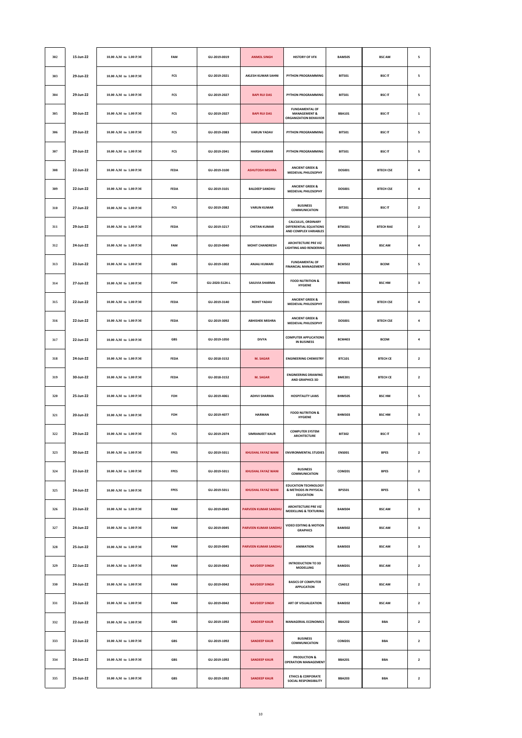| 302 | 15-Jun-22 | 10.00 A.M to 1.00 P.M | FAM | GU-2019-0019 | ANMOL SINGH | HISTORY OF VFX | BAM505 | BSC AM | 5 |
|---|---|---|---|---|---|---|---|---|---|
| 303 | 29-Jun-22 | 10.00 A.M to 1.00 P.M | FCS | GU-2019-2021 | AKLESH KUMAR SAHNI | PYTHON PROGRAMMING | BIT501 | BSC IT | 5 |
| 304 | 29-Jun-22 | 10.00 A.M to 1.00 P.M | FCS | GU-2019-2027 | BAPI RUI DAS | PYTHON PROGRAMMING | BIT501 | BSC IT | 5 |
| 305 | 30-Jun-22 | 10.00 A.M to 1.00 P.M | FCS | GU-2019-2027 | BAPI RUI DAS | FUNDAMENTAL OF MANAGEMENT & ORGANIZATION BEHAVIOR | BBA101 | BSC IT | 1 |
| 306 | 29-Jun-22 | 10.00 A.M to 1.00 P.M | FCS | GU-2019-2083 | VARUN YADAV | PYTHON PROGRAMMING | BIT501 | BSC IT | 5 |
| 307 | 29-Jun-22 | 10.00 A.M to 1.00 P.M | FCS | GU-2019-2041 | HARSH KUMAR | PYTHON PROGRAMMING | BIT501 | BSC IT | 5 |
| 308 | 22-Jun-22 | 10.00 A.M to 1.00 P.M | FEDA | GU-2019-3100 | ASHUTOSH MISHRA | ANCIENT GREEK & MEDIEVAL PHILOSOPHY | DOS001 | BTECH CSE | 4 |
| 309 | 22-Jun-22 | 10.00 A.M to 1.00 P.M | FEDA | GU-2019-3101 | BALDEEP SANDHU | ANCIENT GREEK & MEDIEVAL PHILOSOPHY | DOS001 | BTECH CSE | 4 |
| 310 | 27-Jun-22 | 10.00 A.M to 1.00 P.M | FCS | GU-2019-2082 | VARUN KUMAR | BUSINESS COMMUNICATION | BIT201 | BSC IT | 2 |
| 311 | 29-Jun-22 | 10.00 A.M to 1.00 P.M | FEDA | GU-2019-3217 | CHETAN KUMAR | CALCULUS, ORDINARY DIFFERENTIAL EQUATIONS AND COMPLEX VARIABLES | BTM201 | BTECH RAE | 2 |
| 312 | 24-Jun-22 | 10.00 A.M to 1.00 P.M | FAM | GU-2019-0040 | MOHIT CHANDRESH | ARCHITECTURE PRE VIZ LIGHTING AND RENDERING | BAM403 | BSC AM | 4 |
| 313 | 23-Jun-22 | 10.00 A.M to 1.00 P.M | GBS | GU-2019-1002 | ANJALI KUMARI | FUNDAMENTAL OF FINANCIAL MANAGEMENT | BCM502 | BCOM | 5 |
| 314 | 27-Jun-22 | 10.00 A.M to 1.00 P.M | FOH | GU-2020-5124-L | SAILIVIA SHARMA | FOOD NUTRITION & HYGIENE | BHM403 | BSC HM | 3 |
| 315 | 22-Jun-22 | 10.00 A.M to 1.00 P.M | FEDA | GU-2019-3140 | ROHIT YADAV | ANCIENT GREEK & MEDIEVAL PHILOSOPHY | DOS001 | BTECH CSE | 4 |
| 316 | 22-Jun-22 | 10.00 A.M to 1.00 P.M | FEDA | GU-2019-3092 | ABHISHEK MISHRA | ANCIENT GREEK & MEDIEVAL PHILOSOPHY | DOS001 | BTECH CSE | 4 |
| 317 | 22-Jun-22 | 10.00 A.M to 1.00 P.M | GBS | GU-2019-1050 | DIVYA | COMPUTER APPLICATIONS IN BUSINESS | BCM403 | BCOM | 4 |
| 318 | 24-Jun-22 | 10.00 A.M to 1.00 P.M | FEDA | GU-2018-3152 | M. SAGAR | ENGINEERING CHEMISTRY | BTC101 | BTECH CE | 2 |
| 319 | 30-Jun-22 | 10.00 A.M to 1.00 P.M | FEDA | GU-2018-3152 | M. SAGAR | ENGINEERING DRAWING AND GRAPHICS 3D | BME201 | BTECH CE | 2 |
| 320 | 25-Jun-22 | 10.00 A.M to 1.00 P.M | FOH | GU-2019-4061 | ADHVI SHARMA | HOSPITALITY LAWS | BHM505 | BSC HM | 5 |
| 321 | 20-Jun-22 | 10.00 A.M to 1.00 P.M | FOH | GU-2019-4077 | HARMAN | FOOD NUTRITION & HYGIENE | BHM303 | BSC HM | 3 |
| 322 | 29-Jun-22 | 10.00 A.M to 1.00 P.M | FCS | GU-2019-2074 | SIMRANJEET KAUR | COMPUTER SYSTEM ARCHITECTURE | BIT302 | BSC IT | 3 |
| 323 | 30-Jun-22 | 10.00 A.M to 1.00 P.M | FPES | GU-2019-5011 | KHUSHAL FAYAZ WANI | ENVIRONMENTAL STUDIES | ENS001 | BPES | 2 |
| 324 | 23-Jun-22 | 10.00 A.M to 1.00 P.M | FPES | GU-2019-5011 | KHUSHAL FAYAZ WANI | BUSINESS COMMUNICATION | COM201 | BPES | 2 |
| 325 | 24-Jun-22 | 10.00 A.M to 1.00 P.M | FPES | GU-2019-5011 | KHUSHAL FAYAZ WANI | EDUCATION TECHNOLOGY & METHODS IN PHYSICAL EDUCATION | BPS501 | BPES | 5 |
| 326 | 23-Jun-22 | 10.00 A.M to 1.00 P.M | FAM | GU-2019-0045 | PARVEEN KUMAR SANDHU | ARCHITECTURE PRE VIZ MODELLING & TEXTURING | BAM304 | BSC AM | 3 |
| 327 | 24-Jun-22 | 10.00 A.M to 1.00 P.M | FAM | GU-2019-0045 | PARVEEN KUMAR SANDHU | VIDEO EDITING & MOTION GRAPHICS | BAM302 | BSC AM | 3 |
| 328 | 25-Jun-22 | 10.00 A.M to 1.00 P.M | FAM | GU-2019-0045 | PARVEEN KUMAR SANDHU | ANIMATION | BAM303 | BSC AM | 3 |
| 329 | 22-Jun-22 | 10.00 A.M to 1.00 P.M | FAM | GU-2019-0042 | NAVDEEP SINGH | INTRODUCTION TO 3D MODELLING | BAM201 | BSC AM | 2 |
| 330 | 24-Jun-22 | 10.00 A.M to 1.00 P.M | FAM | GU-2019-0042 | NAVDEEP SINGH | BASICS OF COMPUTER APPLICATION | CSA012 | BSC AM | 2 |
| 331 | 23-Jun-22 | 10.00 A.M to 1.00 P.M | FAM | GU-2019-0042 | NAVDEEP SINGH | ART OF VISUALIZATION | BAM202 | BSC AM | 2 |
| 332 | 22-Jun-22 | 10.00 A.M to 1.00 P.M | GBS | GU-2019-1092 | SANDEEP KAUR | MANAGERIAL ECONOMICS | BBA202 | BBA | 2 |
| 333 | 23-Jun-22 | 10.00 A.M to 1.00 P.M | GBS | GU-2019-1092 | SANDEEP KAUR | BUSINESS COMMUNICATION | COM201 | BBA | 2 |
| 334 | 24-Jun-22 | 10.00 A.M to 1.00 P.M | GBS | GU-2019-1092 | SANDEEP KAUR | PRODUCTION & OPERATION MANAGEMENT | BBA201 | BBA | 2 |
| 335 | 25-Jun-22 | 10.00 A.M to 1.00 P.M | GBS | GU-2019-1092 | SANDEEP KAUR | ETHICS & CORPORATE SOCIAL RESPONSIBILITY | BBA203 | BBA | 2 |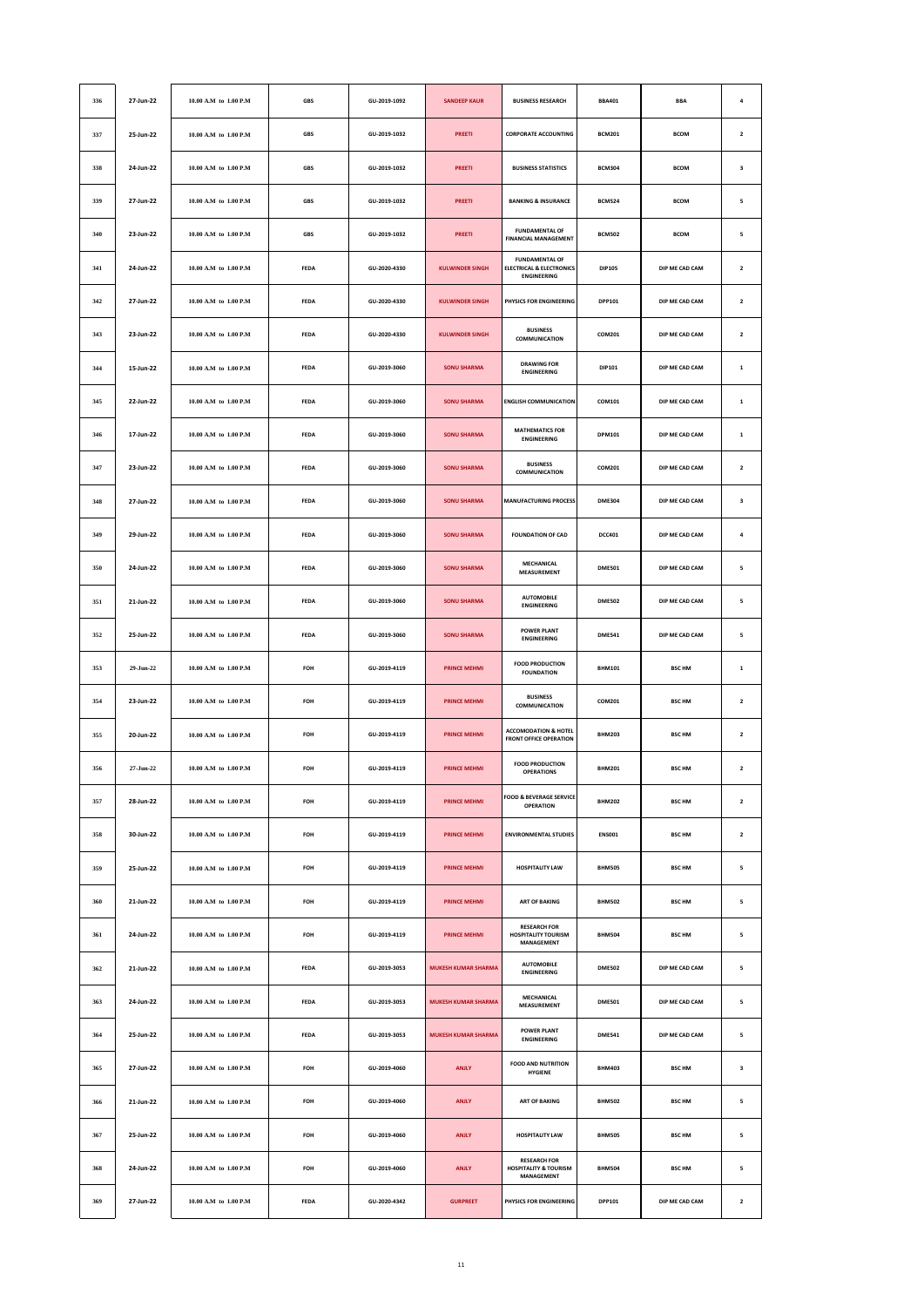| 336 | 27-Jun-22 | 10.00 A.M to 1.00 P.M | GBS | GU-2019-1092 | SANDEEP KAUR | BUSINESS RESEARCH | BBA401 | BBA | 4 |
|---|---|---|---|---|---|---|---|---|---|
| 337 | 25-Jun-22 | 10.00 A.M to 1.00 P.M | GBS | GU-2019-1032 | PREETI | CORPORATE ACCOUNTING | BCM201 | BCOM | 2 |
| 338 | 24-Jun-22 | 10.00 A.M to 1.00 P.M | GBS | GU-2019-1032 | PREETI | BUSINESS STATISTICS | BCM304 | BCOM | 3 |
| 339 | 27-Jun-22 | 10.00 A.M to 1.00 P.M | GBS | GU-2019-1032 | PREETI | BANKING & INSURANCE | BCM524 | BCOM | 5 |
| 340 | 23-Jun-22 | 10.00 A.M to 1.00 P.M | GBS | GU-2019-1032 | PREETI | FUNDAMENTAL OF FINANCIAL MANAGEMENT | BCM502 | BCOM | 5 |
| 341 | 24-Jun-22 | 10.00 A.M to 1.00 P.M | FEDA | GU-2020-4330 | KULWINDER SINGH | FUNDAMENTAL OF ELECTRICAL & ELECTRONICS ENGINEERING | DIP105 | DIP ME CAD CAM | 2 |
| 342 | 27-Jun-22 | 10.00 A.M to 1.00 P.M | FEDA | GU-2020-4330 | KULWINDER SINGH | PHYSICS FOR ENGINEERING | DPP101 | DIP ME CAD CAM | 2 |
| 343 | 23-Jun-22 | 10.00 A.M to 1.00 P.M | FEDA | GU-2020-4330 | KULWINDER SINGH | BUSINESS COMMUNICATION | COM201 | DIP ME CAD CAM | 2 |
| 344 | 15-Jun-22 | 10.00 A.M to 1.00 P.M | FEDA | GU-2019-3060 | SONU SHARMA | DRAWING FOR ENGINEERING | DIP101 | DIP ME CAD CAM | 1 |
| 345 | 22-Jun-22 | 10.00 A.M to 1.00 P.M | FEDA | GU-2019-3060 | SONU SHARMA | ENGLISH COMMUNICATION | COM101 | DIP ME CAD CAM | 1 |
| 346 | 17-Jun-22 | 10.00 A.M to 1.00 P.M | FEDA | GU-2019-3060 | SONU SHARMA | MATHEMATICS FOR ENGINEERING | DPM101 | DIP ME CAD CAM | 1 |
| 347 | 23-Jun-22 | 10.00 A.M to 1.00 P.M | FEDA | GU-2019-3060 | SONU SHARMA | BUSINESS COMMUNICATION | COM201 | DIP ME CAD CAM | 2 |
| 348 | 27-Jun-22 | 10.00 A.M to 1.00 P.M | FEDA | GU-2019-3060 | SONU SHARMA | MANUFACTURING PROCESS | DME304 | DIP ME CAD CAM | 3 |
| 349 | 29-Jun-22 | 10.00 A.M to 1.00 P.M | FEDA | GU-2019-3060 | SONU SHARMA | FOUNDATION OF CAD | DCC401 | DIP ME CAD CAM | 4 |
| 350 | 24-Jun-22 | 10.00 A.M to 1.00 P.M | FEDA | GU-2019-3060 | SONU SHARMA | MECHANICAL MEASUREMENT | DME501 | DIP ME CAD CAM | 5 |
| 351 | 21-Jun-22 | 10.00 A.M to 1.00 P.M | FEDA | GU-2019-3060 | SONU SHARMA | AUTOMOBILE ENGINEERING | DME502 | DIP ME CAD CAM | 5 |
| 352 | 25-Jun-22 | 10.00 A.M to 1.00 P.M | FEDA | GU-2019-3060 | SONU SHARMA | POWER PLANT ENGINEERING | DME541 | DIP ME CAD CAM | 5 |
| 353 | 29-Jun-22 | 10.00 A.M to 1.00 P.M | FOH | GU-2019-4119 | PRINCE MEHMI | FOOD PRODUCTION FOUNDATION | BHM101 | BSC HM | 1 |
| 354 | 23-Jun-22 | 10.00 A.M to 1.00 P.M | FOH | GU-2019-4119 | PRINCE MEHMI | BUSINESS COMMUNICATION | COM201 | BSC HM | 2 |
| 355 | 20-Jun-22 | 10.00 A.M to 1.00 P.M | FOH | GU-2019-4119 | PRINCE MEHMI | ACCOMODATION & HOTEL FRONT OFFICE OPERATION | BHM203 | BSC HM | 2 |
| 356 | 27-Jun-22 | 10.00 A.M to 1.00 P.M | FOH | GU-2019-4119 | PRINCE MEHMI | FOOD PRODUCTION OPERATIONS | BHM201 | BSC HM | 2 |
| 357 | 28-Jun-22 | 10.00 A.M to 1.00 P.M | FOH | GU-2019-4119 | PRINCE MEHMI | FOOD & BEVERAGE SERVICE OPERATION | BHM202 | BSC HM | 2 |
| 358 | 30-Jun-22 | 10.00 A.M to 1.00 P.M | FOH | GU-2019-4119 | PRINCE MEHMI | ENVIRONMENTAL STUDIES | ENS001 | BSC HM | 2 |
| 359 | 25-Jun-22 | 10.00 A.M to 1.00 P.M | FOH | GU-2019-4119 | PRINCE MEHMI | HOSPITALITY LAW | BHM505 | BSC HM | 5 |
| 360 | 21-Jun-22 | 10.00 A.M to 1.00 P.M | FOH | GU-2019-4119 | PRINCE MEHMI | ART OF BAKING | BHM502 | BSC HM | 5 |
| 361 | 24-Jun-22 | 10.00 A.M to 1.00 P.M | FOH | GU-2019-4119 | PRINCE MEHMI | RESEARCH FOR HOSPITALITY TOURISM MANAGEMENT | BHM504 | BSC HM | 5 |
| 362 | 21-Jun-22 | 10.00 A.M to 1.00 P.M | FEDA | GU-2019-3053 | MUKESH KUMAR SHARMA | AUTOMOBILE ENGINEERING | DME502 | DIP ME CAD CAM | 5 |
| 363 | 24-Jun-22 | 10.00 A.M to 1.00 P.M | FEDA | GU-2019-3053 | MUKESH KUMAR SHARMA | MECHANICAL MEASUREMENT | DME501 | DIP ME CAD CAM | 5 |
| 364 | 25-Jun-22 | 10.00 A.M to 1.00 P.M | FEDA | GU-2019-3053 | MUKESH KUMAR SHARMA | POWER PLANT ENGINEERING | DME541 | DIP ME CAD CAM | 5 |
| 365 | 27-Jun-22 | 10.00 A.M to 1.00 P.M | FOH | GU-2019-4060 | ANJLY | FOOD AND NUTRITION HYGIENE | BHM403 | BSC HM | 3 |
| 366 | 21-Jun-22 | 10.00 A.M to 1.00 P.M | FOH | GU-2019-4060 | ANJLY | ART OF BAKING | BHM502 | BSC HM | 5 |
| 367 | 25-Jun-22 | 10.00 A.M to 1.00 P.M | FOH | GU-2019-4060 | ANJLY | HOSPITALITY LAW | BHM505 | BSC HM | 5 |
| 368 | 24-Jun-22 | 10.00 A.M to 1.00 P.M | FOH | GU-2019-4060 | ANJLY | RESEARCH FOR HOSPITALITY & TOURISM MANAGEMENT | BHM504 | BSC HM | 5 |
| 369 | 27-Jun-22 | 10.00 A.M to 1.00 P.M | FEDA | GU-2020-4342 | GURPREET | PHYSICS FOR ENGINEERING | DPP101 | DIP ME CAD CAM | 2 |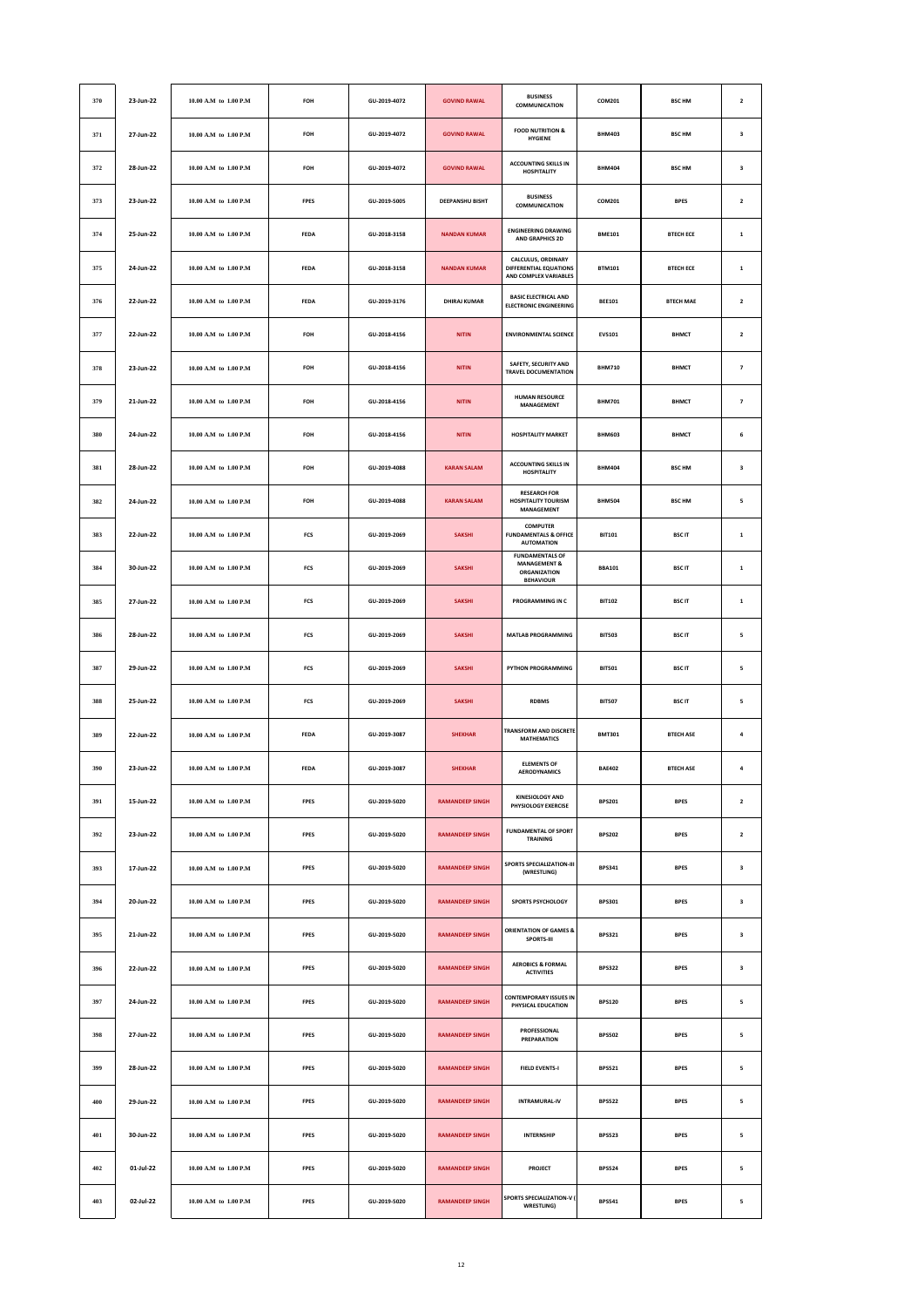| 370 | 23-Jun-22 | 10.00 A.M to 1.00 P.M | FOH | GU-2019-4072 | GOVIND RAWAL | BUSINESS COMMUNICATION | COM201 | BSC HM | 2 |
|---|---|---|---|---|---|---|---|---|---|
| 371 | 27-Jun-22 | 10.00 A.M to 1.00 P.M | FOH | GU-2019-4072 | GOVIND RAWAL | FOOD NUTRITION & HYGIENE | BHM403 | BSC HM | 3 |
| 372 | 28-Jun-22 | 10.00 A.M to 1.00 P.M | FOH | GU-2019-4072 | GOVIND RAWAL | ACCOUNTING SKILLS IN HOSPITALITY | BHM404 | BSC HM | 3 |
| 373 | 23-Jun-22 | 10.00 A.M to 1.00 P.M | FPES | GU-2019-5005 | DEEPANSHU BISHT | BUSINESS COMMUNICATION | COM201 | BPES | 2 |
| 374 | 25-Jun-22 | 10.00 A.M to 1.00 P.M | FEDA | GU-2018-3158 | NANDAN KUMAR | ENGINEERING DRAWING AND GRAPHICS 2D | BME101 | BTECH ECE | 1 |
| 375 | 24-Jun-22 | 10.00 A.M to 1.00 P.M | FEDA | GU-2018-3158 | NANDAN KUMAR | CALCULUS, ORDINARY DIFFERENTIAL EQUATIONS AND COMPLEX VARIABLES | BTM101 | BTECH ECE | 1 |
| 376 | 22-Jun-22 | 10.00 A.M to 1.00 P.M | FEDA | GU-2019-3176 | DHIRAJ KUMAR | BASIC ELECTRICAL AND ELECTRONIC ENGINEERING | BEE101 | BTECH MAE | 2 |
| 377 | 22-Jun-22 | 10.00 A.M to 1.00 P.M | FOH | GU-2018-4156 | NITIN | ENVIRONMENTAL SCIENCE | EVS101 | BHMCT | 2 |
| 378 | 23-Jun-22 | 10.00 A.M to 1.00 P.M | FOH | GU-2018-4156 | NITIN | SAFETY, SECURITY AND TRAVEL DOCUMENTATION | BHM710 | BHMCT | 7 |
| 379 | 21-Jun-22 | 10.00 A.M to 1.00 P.M | FOH | GU-2018-4156 | NITIN | HUMAN RESOURCE MANAGEMENT | BHM701 | BHMCT | 7 |
| 380 | 24-Jun-22 | 10.00 A.M to 1.00 P.M | FOH | GU-2018-4156 | NITIN | HOSPITALITY MARKET | BHM603 | BHMCT | 6 |
| 381 | 28-Jun-22 | 10.00 A.M to 1.00 P.M | FOH | GU-2019-4088 | KARAN SALAM | ACCOUNTING SKILLS IN HOSPITALITY | BHM404 | BSC HM | 3 |
| 382 | 24-Jun-22 | 10.00 A.M to 1.00 P.M | FOH | GU-2019-4088 | KARAN SALAM | RESEARCH FOR HOSPITALITY TOURISM MANAGEMENT | BHM504 | BSC HM | 5 |
| 383 | 22-Jun-22 | 10.00 A.M to 1.00 P.M | FCS | GU-2019-2069 | SAKSHI | COMPUTER FUNDAMENTALS & OFFICE AUTOMATION | BIT101 | BSC IT | 1 |
| 384 | 30-Jun-22 | 10.00 A.M to 1.00 P.M | FCS | GU-2019-2069 | SAKSHI | FUNDAMENTALS OF MANAGEMENT & ORGANIZATION BEHAVIOUR | BBA101 | BSC IT | 1 |
| 385 | 27-Jun-22 | 10.00 A.M to 1.00 P.M | FCS | GU-2019-2069 | SAKSHI | PROGRAMMING IN C | BIT102 | BSC IT | 1 |
| 386 | 28-Jun-22 | 10.00 A.M to 1.00 P.M | FCS | GU-2019-2069 | SAKSHI | MATLAB PROGRAMMING | BIT503 | BSC IT | 5 |
| 387 | 29-Jun-22 | 10.00 A.M to 1.00 P.M | FCS | GU-2019-2069 | SAKSHI | PYTHON PROGRAMMING | BIT501 | BSC IT | 5 |
| 388 | 25-Jun-22 | 10.00 A.M to 1.00 P.M | FCS | GU-2019-2069 | SAKSHI | RDBMS | BIT507 | BSC IT | 5 |
| 389 | 22-Jun-22 | 10.00 A.M to 1.00 P.M | FEDA | GU-2019-3087 | SHEKHAR | TRANSFORM AND DISCRETE MATHEMATICS | BMT301 | BTECH ASE | 4 |
| 390 | 23-Jun-22 | 10.00 A.M to 1.00 P.M | FEDA | GU-2019-3087 | SHEKHAR | ELEMENTS OF AERODYNAMICS | BAE402 | BTECH ASE | 4 |
| 391 | 15-Jun-22 | 10.00 A.M to 1.00 P.M | FPES | GU-2019-5020 | RAMANDEEP SINGH | KINESIOLOGY AND PHYSIOLOGY EXERCISE | BPS201 | BPES | 2 |
| 392 | 23-Jun-22 | 10.00 A.M to 1.00 P.M | FPES | GU-2019-5020 | RAMANDEEP SINGH | FUNDAMENTAL OF SPORT TRAINING | BPS202 | BPES | 2 |
| 393 | 17-Jun-22 | 10.00 A.M to 1.00 P.M | FPES | GU-2019-5020 | RAMANDEEP SINGH | SPORTS SPECIALIZATION-III (WRESTLING) | BPS341 | BPES | 3 |
| 394 | 20-Jun-22 | 10.00 A.M to 1.00 P.M | FPES | GU-2019-5020 | RAMANDEEP SINGH | SPORTS PSYCHOLOGY | BPS301 | BPES | 3 |
| 395 | 21-Jun-22 | 10.00 A.M to 1.00 P.M | FPES | GU-2019-5020 | RAMANDEEP SINGH | ORIENTATION OF GAMES & SPORTS-III | BPS321 | BPES | 3 |
| 396 | 22-Jun-22 | 10.00 A.M to 1.00 P.M | FPES | GU-2019-5020 | RAMANDEEP SINGH | AEROBICS & FORMAL ACTIVITIES | BPS322 | BPES | 3 |
| 397 | 24-Jun-22 | 10.00 A.M to 1.00 P.M | FPES | GU-2019-5020 | RAMANDEEP SINGH | CONTEMPORARY ISSUES IN PHYSICAL EDUCATION | BPS120 | BPES | 5 |
| 398 | 27-Jun-22 | 10.00 A.M to 1.00 P.M | FPES | GU-2019-5020 | RAMANDEEP SINGH | PROFESSIONAL PREPARATION | BPS502 | BPES | 5 |
| 399 | 28-Jun-22 | 10.00 A.M to 1.00 P.M | FPES | GU-2019-5020 | RAMANDEEP SINGH | FIELD EVENTS-I | BPS521 | BPES | 5 |
| 400 | 29-Jun-22 | 10.00 A.M to 1.00 P.M | FPES | GU-2019-5020 | RAMANDEEP SINGH | INTRAMURAL-IV | BPS522 | BPES | 5 |
| 401 | 30-Jun-22 | 10.00 A.M to 1.00 P.M | FPES | GU-2019-5020 | RAMANDEEP SINGH | INTERNSHIP | BPS523 | BPES | 5 |
| 402 | 01-Jul-22 | 10.00 A.M to 1.00 P.M | FPES | GU-2019-5020 | RAMANDEEP SINGH | PROJECT | BPS524 | BPES | 5 |
| 403 | 02-Jul-22 | 10.00 A.M to 1.00 P.M | FPES | GU-2019-5020 | RAMANDEEP SINGH | SPORTS SPECIALIZATION-V ( WRESTLING) | BPS541 | BPES | 5 |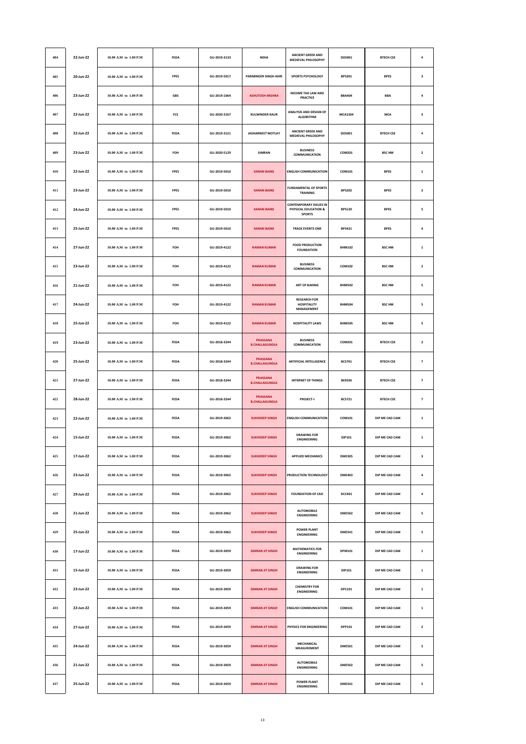| 404 | 22-Jun-22 | 10.00 A.M to 1.00 P.M | FEDA | GU-2019-3133 | NEHA | ANCIENT GREEK AND MEDIEVAL PHILOSOPHY | DOS001 | BTECH CSE | 4 |
|---|---|---|---|---|---|---|---|---|---|
| 405 | 20-Jun-22 | 10.00 A.M to 1.00 P.M | FPES | GU-2019-5017 | PARMINDER SINGH AHIR | SPORTS PSYCHOLOGY | BPS301 | BPES | 3 |
| 406 | 23-Jun-22 | 10.00 A.M to 1.00 P.M | GBS | GU-2019-1064 | ASHUTOSH MISHRA | INCOME TAX LAW AND PRACTICE | BBA404 | BBA | 4 |
| 407 | 22-Jun-22 | 10.00 A.M to 1.00 P.M | FCS | GU-2020-3167 | KULWINDER KAUR | ANALYSIS AND DESIGN OF ALGORITHM | MCA1304 | MCA | 3 |
| 408 | 22-Jun-22 | 10.00 A.M to 1.00 P.M | FEDA | GU-2019-3121 | JASHARNEET MOTLAY | ANCIENT GREEK AND MEDIEVAL PHILOSOPHY | DOS001 | BTECH CSE | 4 |
| 409 | 23-Jun-22 | 10.00 A.M to 1.00 P.M | FOH | GU-2020-5129 | SIMRAN | BUSINESS COMMUNICATION | COM201 | BSC HM | 2 |
| 410 | 22-Jun-22 | 10.00 A.M to 1.00 P.M | FPES | GU-2019-5010 | KARAN BAINS | ENGLISH COMMUNICATION | COM101 | BPES | 1 |
| 411 | 23-Jun-22 | 10.00 A.M to 1.00 P.M | FPES | GU-2019-5010 | KARAN BAINS | FUNDAMENTAL OF SPORTS TRAINING | BPS202 | BPES | 2 |
| 412 | 24-Jun-22 | 10.00 A.M to 1.00 P.M | FPES | GU-2019-5010 | KARAN BAINS | CONTEMPORARY ISSUES IN PHYSICAL EDUCATION & SPORTS | BPS120 | BPES | 5 |
| 413 | 25-Jun-22 | 10.00 A.M to 1.00 P.M | FPES | GU-2019-5010 | KARAN BAINS | TRACK EVENTS ONE | BPS421 | BPES | 4 |
| 414 | 27-Jun-22 | 10.00 A.M to 1.00 P.M | FOH | GU-2019-4122 | RAMAN KUMAR | FOOD PRODUCTION FOUNDATION | BHM102 | BSC HM | 1 |
| 415 | 23-Jun-22 | 10.00 A.M to 1.00 P.M | FOH | GU-2019-4122 | RAMAN KUMAR | BUSINESS COMMUNICATION | COM102 | BSC HM | 2 |
| 416 | 21-Jun-22 | 10.00 A.M to 1.00 P.M | FOH | GU-2019-4122 | RAMAN KUMAR | ART OF BAKING | BHM502 | BSC HM | 5 |
| 417 | 24-Jun-22 | 10.00 A.M to 1.00 P.M | FOH | GU-2019-4122 | RAMAN KUMAR | RESEARCH FOR HOSPITALITY MANAGEMENT | BHM504 | BSC HM | 5 |
| 418 | 25-Jun-22 | 10.00 A.M to 1.00 P.M | FOH | GU-2019-4122 | RAMAN KUMAR | HOSPITALITY LAWS | BHM505 | BSC HM | 5 |
| 419 | 23-Jun-22 | 10.00 A.M to 1.00 P.M | FEDA | GU-2018-3244 | PRASSANA B.CHALLAGUNDLA | BUSINESS COMMUNICATION | COM201 | BTECH CSE | 2 |
| 420 | 25-Jun-22 | 10.00 A.M to 1.00 P.M | FEDA | GU-2018-3244 | PRASSANA B.CHALLAGUNDLA | ARTIFICIAL INTELLIGENCE | BCS701 | BTECH CSE | 7 |
| 421 | 27-Jun-22 | 10.00 A.M to 1.00 P.M | FEDA | GU-2018-3244 | PRASSANA B.CHALLAGUNDLA | INTERNET OF THINGS | BEE036 | BTECH CSE | 7 |
| 422 | 28-Jun-22 | 10.00 A.M to 1.00 P.M | FEDA | GU-2018-3244 | PRASSANA B.CHALLAGUNDLA | PROJECT-I | BCS721 | BTECH CSE | 7 |
| 423 | 22-Jun-22 | 10.00 A.M to 1.00 P.M | FEDA | GU-2019-3062 | SUKHDEEP SINGH | ENGLISH COMMUNICATION | COM101 | DIP ME CAD CAM | 1 |
| 424 | 15-Jun-22 | 10.00 A.M to 1.00 P.M | FEDA | GU-2019-3062 | SUKHDEEP SINGH | DRAWING FOR ENGINEERING | DIP101 | DIP ME CAD CAM | 1 |
| 425 | 17-Jun-22 | 10.00 A.M to 1.00 P.M | FEDA | GU-2019-3062 | SUKHDEEP SINGH | APPLIED MECHANICS | DME305 | DIP ME CAD CAM | 3 |
| 426 | 23-Jun-22 | 10.00 A.M to 1.00 P.M | FEDA | GU-2019-3062 | SUKHDEEP SINGH | PRODUCTION TECHNOLOGY | DME403 | DIP ME CAD CAM | 4 |
| 427 | 29-Jun-22 | 10.00 A.M to 1.00 P.M | FEDA | GU-2019-3062 | SUKHDEEP SINGH | FOUNDATION OF CAD | DCC401 | DIP ME CAD CAM | 4 |
| 428 | 21-Jun-22 | 10.00 A.M to 1.00 P.M | FEDA | GU-2019-3062 | SUKHDEEP SINGH | AUTOMOBILE ENGINEERING | DME502 | DIP ME CAD CAM | 5 |
| 429 | 25-Jun-22 | 10.00 A.M to 1.00 P.M | FEDA | GU-2019-3062 | SUKHDEEP SINGH | POWER PLANT ENGINEERING | DME541 | DIP ME CAD CAM | 5 |
| 430 | 17-Jun-22 | 10.00 A.M to 1.00 P.M | FEDA | GU-2019-3059 | SIMRAN JIT SINGH | MATHEMATICS FOR ENGINEERING | DPM101 | DIP ME CAD CAM | 1 |
| 431 | 15-Jun-22 | 10.00 A.M to 1.00 P.M | FEDA | GU-2019-3059 | SIMRAN JIT SINGH | DRAWING FOR ENGINEERING | DIP101 | DIP ME CAD CAM | 1 |
| 432 | 23-Jun-22 | 10.00 A.M to 1.00 P.M | FEDA | GU-2019-3059 | SIMRAN JIT SINGH | CHEMISTRY FOR ENGINEERING | DPC101 | DIP ME CAD CAM | 1 |
| 433 | 22-Jun-22 | 10.00 A.M to 1.00 P.M | FEDA | GU-2019-3059 | SIMRAN JIT SINGH | ENGLISH COMMUNICATION | COM101 | DIP ME CAD CAM | 1 |
| 434 | 27-Jun-22 | 10.00 A.M to 1.00 P.M | FEDA | GU-2019-3059 | SIMRAN JIT SINGH | PHYSICS FOR ENGINEERING | DPP101 | DIP ME CAD CAM | 2 |
| 435 | 24-Jun-22 | 10.00 A.M to 1.00 P.M | FEDA | GU-2019-3059 | SIMRAN JIT SINGH | MECHANICAL MEASUREMENT | DME501 | DIP ME CAD CAM | 5 |
| 436 | 21-Jun-22 | 10.00 A.M to 1.00 P.M | FEDA | GU-2019-3059 | SIMRAN JIT SINGH | AUTOMOBILE ENGINEERING | DME502 | DIP ME CAD CAM | 5 |
| 437 | 25-Jun-22 | 10.00 A.M to 1.00 P.M | FEDA | GU-2019-3059 | SIMRAN JIT SINGH | POWER PLANT ENGINEERING | DME541 | DIP ME CAD CAM | 5 |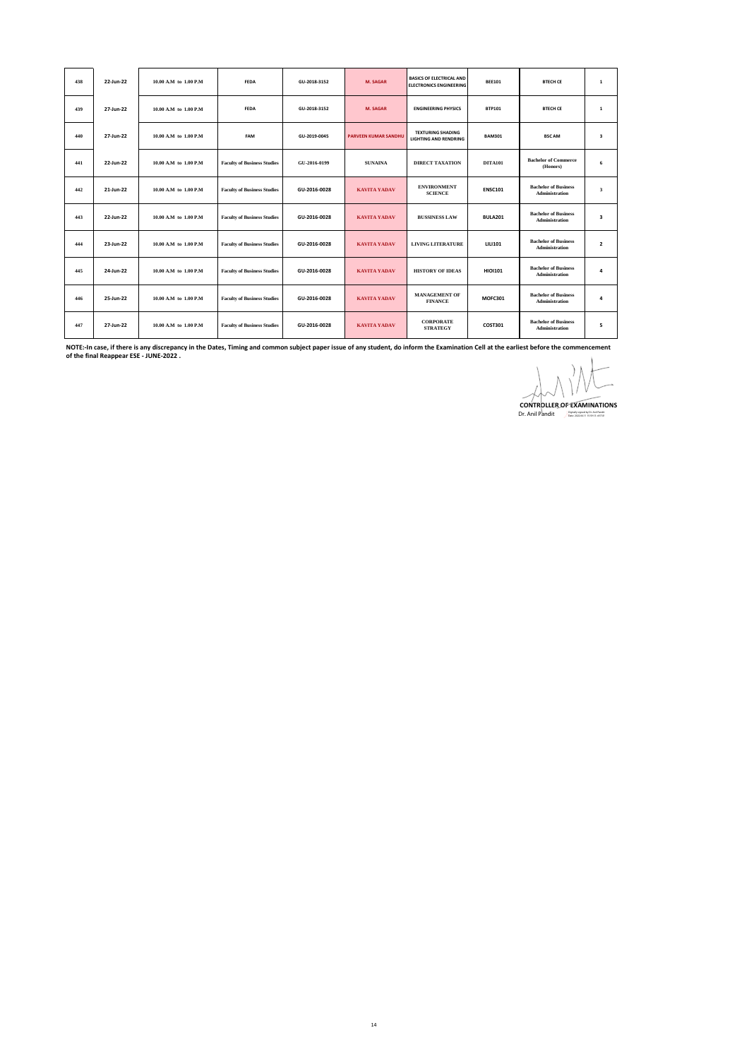| | | | | | | | | | |
|---|---|---|---|---|---|---|---|---|---|
| 438 | 22-Jun-22 | 10.00 A.M to 1.00 P.M | FEDA | GU-2018-3152 | M. SAGAR | BASICS OF ELECTRICAL AND ELECTRONICS ENGINEERING | BEE101 | BTECH CE | 1 |
| 439 | 27-Jun-22 | 10.00 A.M to 1.00 P.M | FEDA | GU-2018-3152 | M. SAGAR | ENGINEERING PHYSICS | BTP101 | BTECH CE | 1 |
| 440 | 27-Jun-22 | 10.00 A.M to 1.00 P.M | FAM | GU-2019-0045 | PARVEEN KUMAR SANDHU | TEXTURING SHADING LIGHTING AND RENDRING | BAM301 | BSC AM | 3 |
| 441 | 22-Jun-22 | 10.00 A.M to 1.00 P.M | Faculty of Business Studies | GU-2016-0199 | SUNAINA | DIRECT TAXATION | DITA101 | Bachelor of Commerce (Honors) | 6 |
| 442 | 21-Jun-22 | 10.00 A.M to 1.00 P.M | Faculty of Business Studies | GU-2016-0028 | KAVITA YADAV | ENVIRONMENT SCIENCE | ENSC101 | Bachelor of Business Administration | 3 |
| 443 | 22-Jun-22 | 10.00 A.M to 1.00 P.M | Faculty of Business Studies | GU-2016-0028 | KAVITA YADAV | BUSSINESS LAW | BULA201 | Bachelor of Business Administration | 3 |
| 444 | 23-Jun-22 | 10.00 A.M to 1.00 P.M | Faculty of Business Studies | GU-2016-0028 | KAVITA YADAV | LIVING LITERATURE | LILI101 | Bachelor of Business Administration | 2 |
| 445 | 24-Jun-22 | 10.00 A.M to 1.00 P.M | Faculty of Business Studies | GU-2016-0028 | KAVITA YADAV | HISTORY OF IDEAS | HIOI101 | Bachelor of Business Administration | 4 |
| 446 | 25-Jun-22 | 10.00 A.M to 1.00 P.M | Faculty of Business Studies | GU-2016-0028 | KAVITA YADAV | MANAGEMENT OF FINANCE | MOFC301 | Bachelor of Business Administration | 4 |
| 447 | 27-Jun-22 | 10.00 A.M to 1.00 P.M | Faculty of Business Studies | GU-2016-0028 | KAVITA YADAV | CORPORATE STRATEGY | COST301 | Bachelor of Business Administration | 5 |

**NOTE:-In case, if there is any discrepancy in the Dates, Timing and common subject paper issue of any student, do inform the Examination Cell at the earliest before the commencement of the final Reappear ESE - JUNE-2022 .**

**CONTROLLER OF EXAMINATIONS**

Dr. Anil Pandit